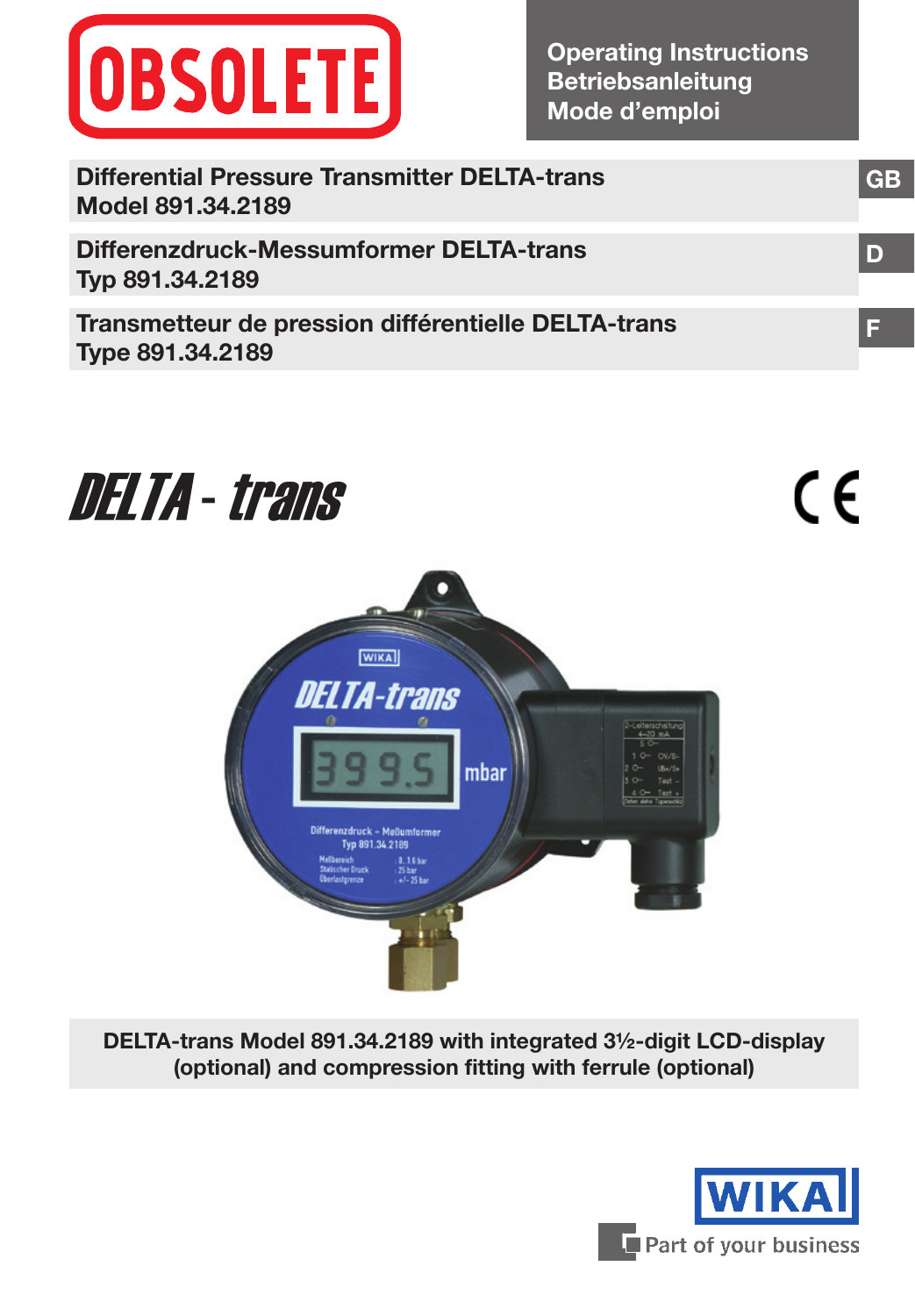OBSOLETE

**Operating Instructions**
**Betriebsanleitung**
**Mode d'emploi**

**Differential Pressure Transmitter DELTA-trans**
**Model 891.34.2189** — GB

**Differenzdruck-Messumformer DELTA-trans**
**Typ 891.34.2189** — D

**Transmetteur de pression différentielle DELTA-trans**
**Type 891.34.2189** — F

*DELTA - trans*

CE

**DELTA-trans Model 891.34.2189 with integrated 3½-digit LCD-display (optional) and compression fitting with ferrule (optional)**

WIKA
Part of your business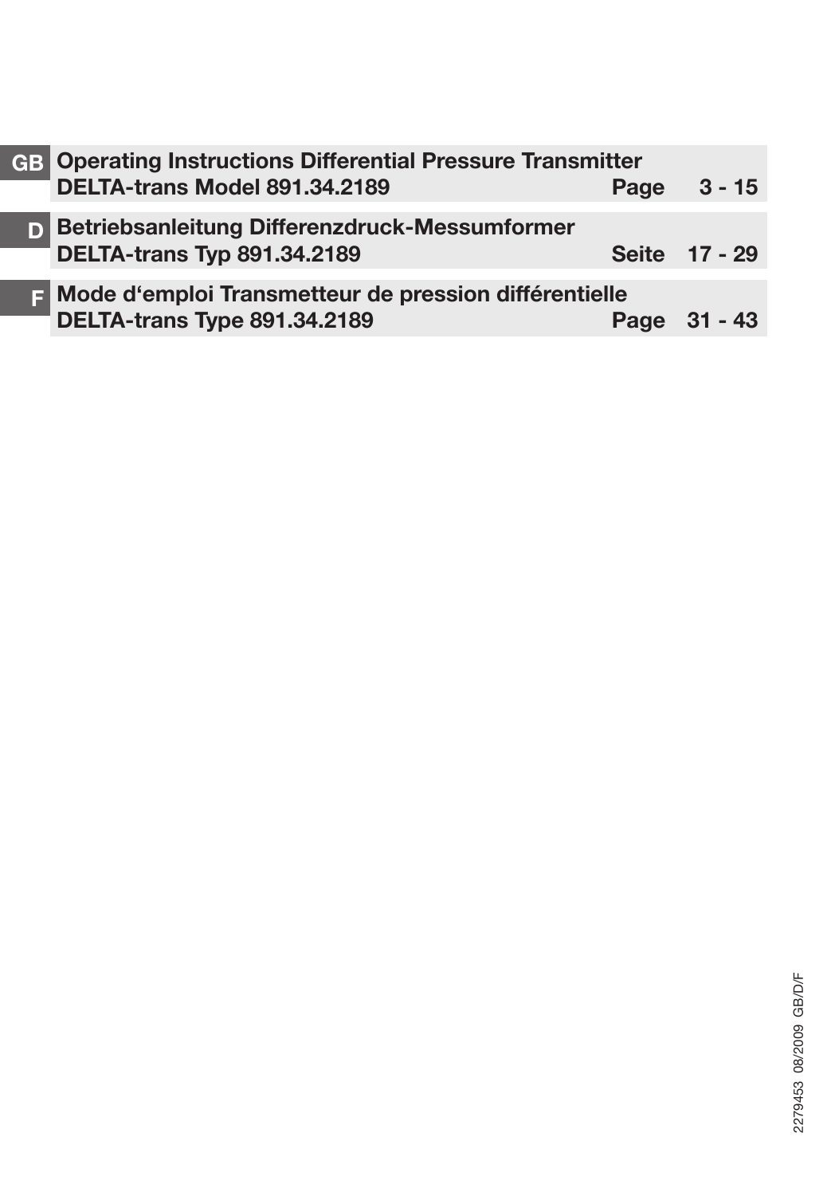| | | | |
|---|---|---|---|
| **GB** | **Operating Instructions Differential Pressure Transmitter DELTA-trans Model 891.34.2189** | **Page** | **3 - 15** |
| **D** | **Betriebsanleitung Differenzdruck-Messumformer DELTA-trans Typ 891.34.2189** | **Seite** | **17 - 29** |
| **F** | **Mode d'emploi Transmetteur de pression différentielle DELTA-trans Type 891.34.2189** | **Page** | **31 - 43** |

2279453 08/2009 GB/D/F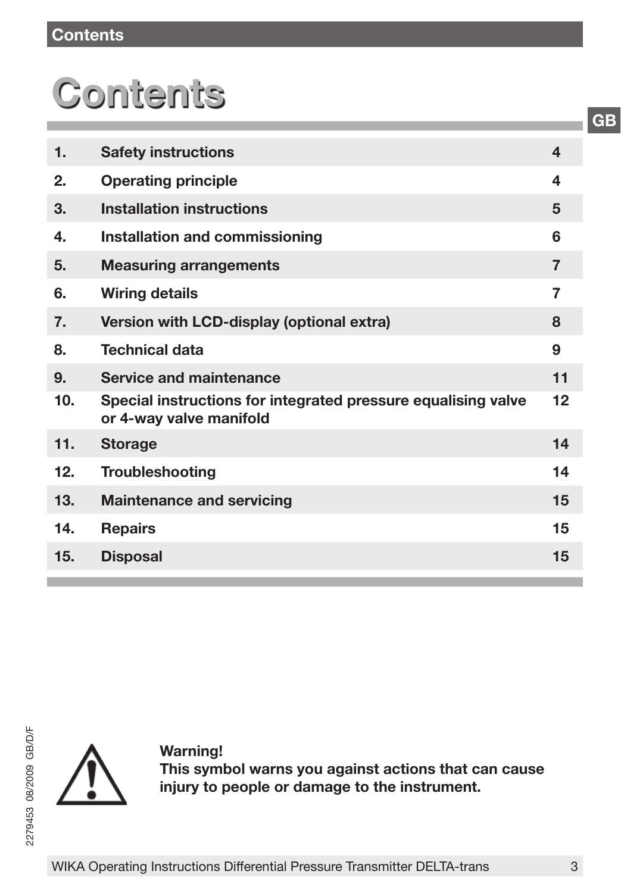# Contents

| | | |
|---|---|---|
| 1. | Safety instructions | 4 |
| 2. | Operating principle | 4 |
| 3. | Installation instructions | 5 |
| 4. | Installation and commissioning | 6 |
| 5. | Measuring arrangements | 7 |
| 6. | Wiring details | 7 |
| 7. | Version with LCD-display (optional extra) | 8 |
| 8. | Technical data | 9 |
| 9. | Service and maintenance | 11 |
| 10. | Special instructions for integrated pressure equalising valve or 4-way valve manifold | 12 |
| 11. | Storage | 14 |
| 12. | Troubleshooting | 14 |
| 13. | Maintenance and servicing | 15 |
| 14. | Repairs | 15 |
| 15. | Disposal | 15 |

**Warning!**
**This symbol warns you against actions that can cause injury to people or damage to the instrument.**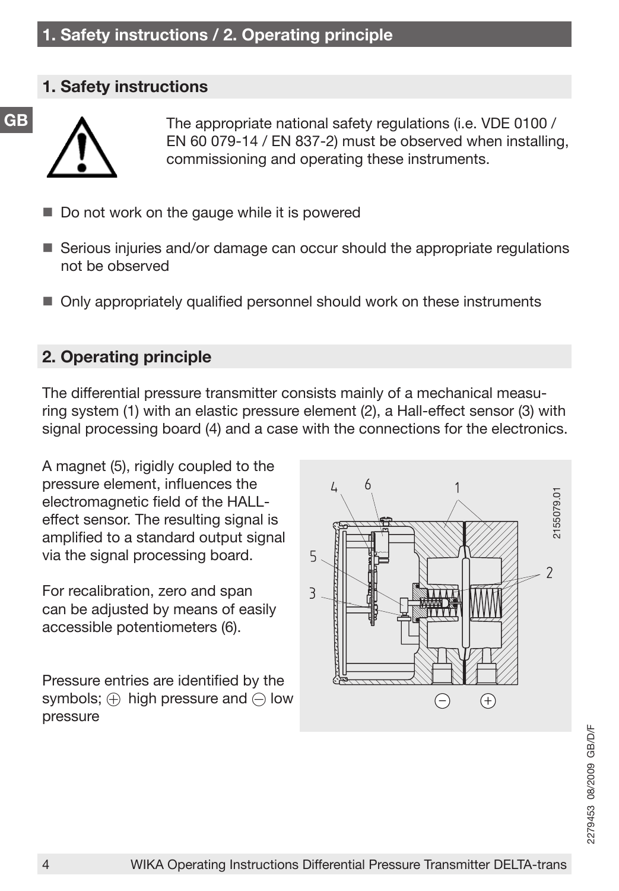## 1. Safety instructions

The appropriate national safety regulations (i.e. VDE 0100 / EN 60 079-14 / EN 837-2) must be observed when installing, commissioning and operating these instruments.

- Do not work on the gauge while it is powered
- Serious injuries and/or damage can occur should the appropriate regulations not be observed
- Only appropriately qualified personnel should work on these instruments

## 2. Operating principle

The differential pressure transmitter consists mainly of a mechanical measuring system (1) with an elastic pressure element (2), a Hall-effect sensor (3) with signal processing board (4) and a case with the connections for the electronics.

A magnet (5), rigidly coupled to the pressure element, influences the electromagnetic field of the HALL-effect sensor. The resulting signal is amplified to a standard output signal via the signal processing board.

For recalibration, zero and span can be adjusted by means of easily accessible potentiometers (6).

Pressure entries are identified by the symbols; ⊕ high pressure and ⊖ low pressure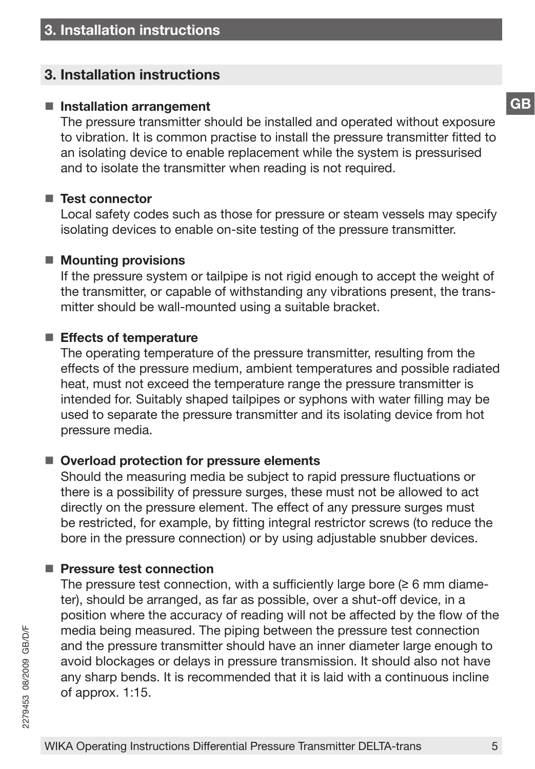## 3. Installation instructions

- **Installation arrangement**
  The pressure transmitter should be installed and operated without exposure to vibration. It is common practise to install the pressure transmitter fitted to an isolating device to enable replacement while the system is pressurised and to isolate the transmitter when reading is not required.

- **Test connector**
  Local safety codes such as those for pressure or steam vessels may specify isolating devices to enable on-site testing of the pressure transmitter.

- **Mounting provisions**
  If the pressure system or tailpipe is not rigid enough to accept the weight of the transmitter, or capable of withstanding any vibrations present, the transmitter should be wall-mounted using a suitable bracket.

- **Effects of temperature**
  The operating temperature of the pressure transmitter, resulting from the effects of the pressure medium, ambient temperatures and possible radiated heat, must not exceed the temperature range the pressure transmitter is intended for. Suitably shaped tailpipes or syphons with water filling may be used to separate the pressure transmitter and its isolating device from hot pressure media.

- **Overload protection for pressure elements**
  Should the measuring media be subject to rapid pressure fluctuations or there is a possibility of pressure surges, these must not be allowed to act directly on the pressure element. The effect of any pressure surges must be restricted, for example, by fitting integral restrictor screws (to reduce the bore in the pressure connection) or by using adjustable snubber devices.

- **Pressure test connection**
  The pressure test connection, with a sufficiently large bore (≥ 6 mm diameter), should be arranged, as far as possible, over a shut-off device, in a position where the accuracy of reading will not be affected by the flow of the media being measured. The piping between the pressure test connection and the pressure transmitter should have an inner diameter large enough to avoid blockages or delays in pressure transmission. It should also not have any sharp bends. It is recommended that it is laid with a continuous incline of approx. 1:15.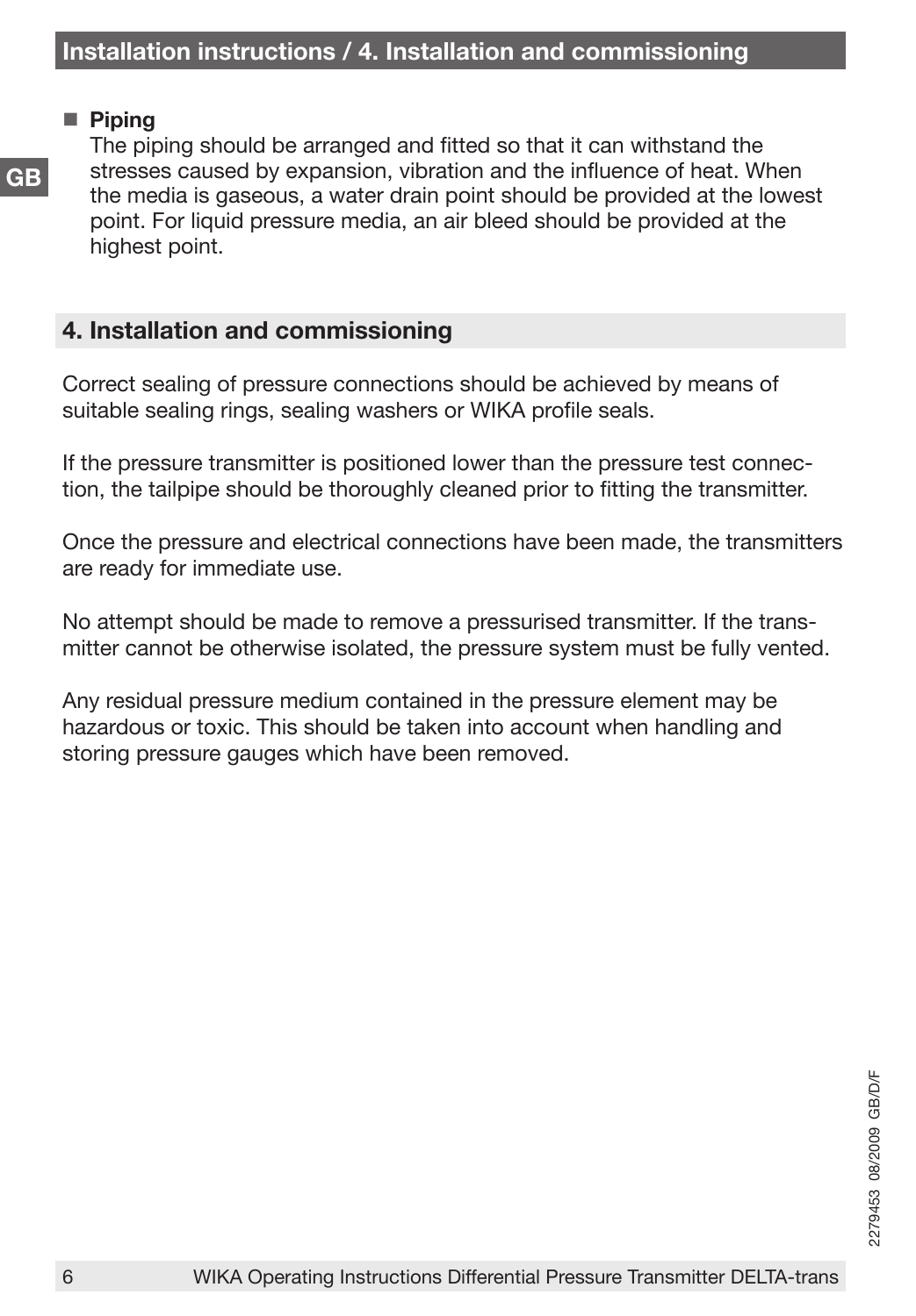- **Piping**
  The piping should be arranged and fitted so that it can withstand the stresses caused by expansion, vibration and the influence of heat. When the media is gaseous, a water drain point should be provided at the lowest point. For liquid pressure media, an air bleed should be provided at the highest point.

## 4. Installation and commissioning

Correct sealing of pressure connections should be achieved by means of suitable sealing rings, sealing washers or WIKA profile seals.

If the pressure transmitter is positioned lower than the pressure test connection, the tailpipe should be thoroughly cleaned prior to fitting the transmitter.

Once the pressure and electrical connections have been made, the transmitters are ready for immediate use.

No attempt should be made to remove a pressurised transmitter. If the transmitter cannot be otherwise isolated, the pressure system must be fully vented.

Any residual pressure medium contained in the pressure element may be hazardous or toxic. This should be taken into account when handling and storing pressure gauges which have been removed.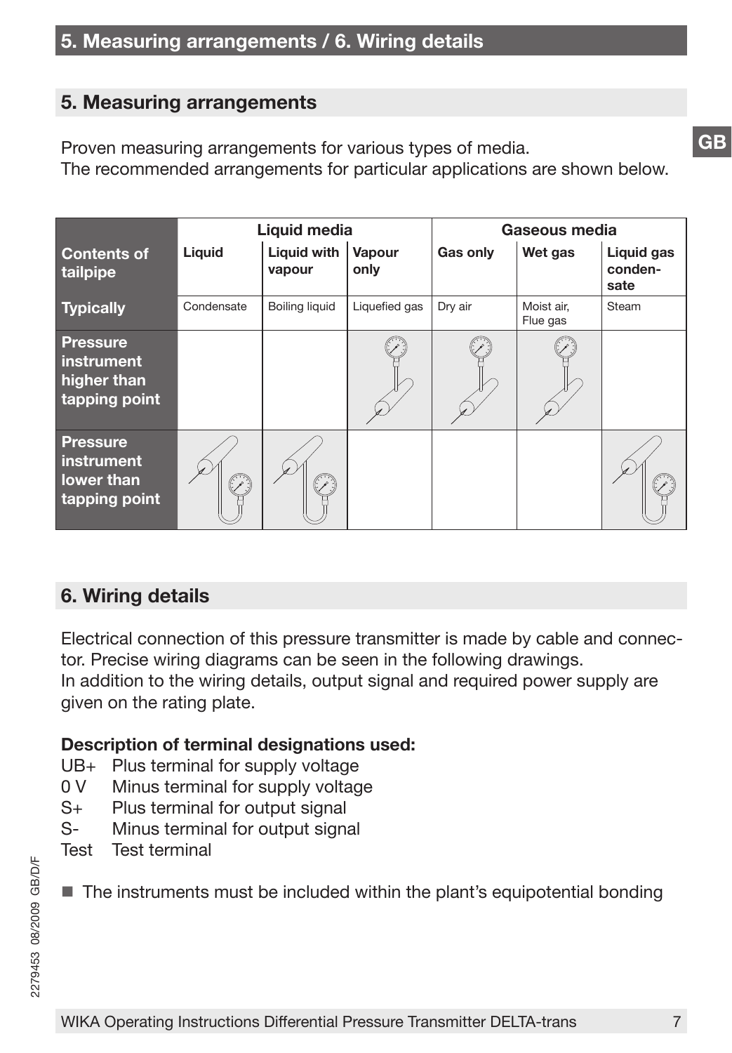## 5. Measuring arrangements

Proven measuring arrangements for various types of media.
The recommended arrangements for particular applications are shown below.

| | Liquid media | | | Gaseous media | | |
|---|---|---|---|---|---|---|
| **Contents of tailpipe** | **Liquid** | **Liquid with vapour** | **Vapour only** | **Gas only** | **Wet gas** | **Liquid gas conden-sate** |
| **Typically** | Condensate | Boiling liquid | Liquefied gas | Dry air | Moist air, Flue gas | Steam |
| **Pressure instrument higher than tapping point** | | | | | | |
| **Pressure instrument lower than tapping point** | | | | | | |

## 6. Wiring details

Electrical connection of this pressure transmitter is made by cable and connector. Precise wiring diagrams can be seen in the following drawings.
In addition to the wiring details, output signal and required power supply are given on the rating plate.

**Description of terminal designations used:**

UB+ Plus terminal for supply voltage
0 V Minus terminal for supply voltage
S+ Plus terminal for output signal
S- Minus terminal for output signal
Test Test terminal

- The instruments must be included within the plant's equipotential bonding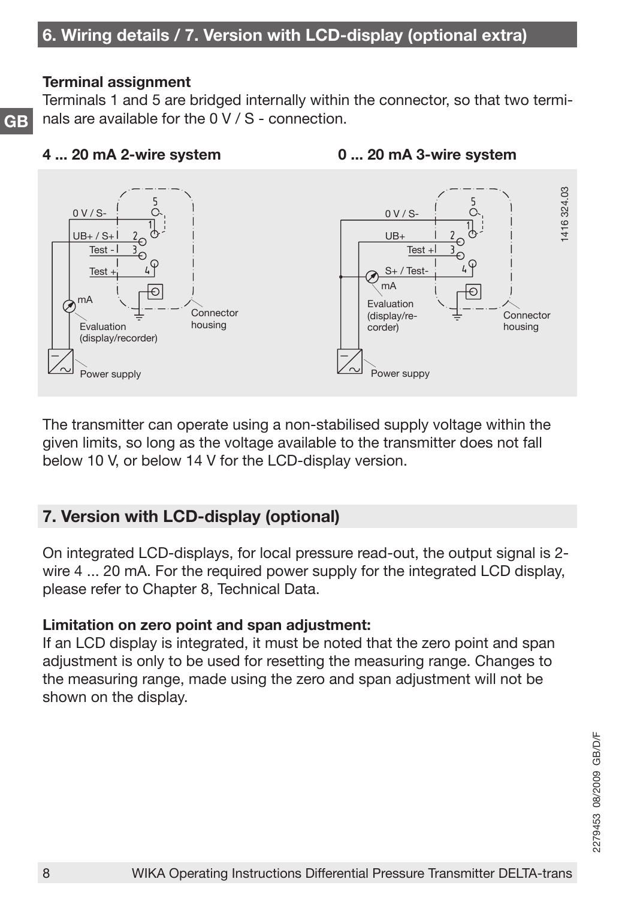## 6. Wiring details / 7. Version with LCD-display (optional extra)

**Terminal assignment**

Terminals 1 and 5 are bridged internally within the connector, so that two terminals are available for the 0 V / S - connection.

**4 ... 20 mA 2-wire system**

0 V / S-
UB+ / S+
Test -
Test +
mA
Evaluation (display/recorder)
Connector housing
Power supply

**0 ... 20 mA 3-wire system**

0 V / S-
UB+
Test +
S+ / Test-
mA
Evaluation (display/recorder)
Connector housing
Power suppy

1416 324.03

The transmitter can operate using a non-stabilised supply voltage within the given limits, so long as the voltage available to the transmitter does not fall below 10 V, or below 14 V for the LCD-display version.

## 7. Version with LCD-display (optional)

On integrated LCD-displays, for local pressure read-out, the output signal is 2-wire 4 ... 20 mA. For the required power supply for the integrated LCD display, please refer to Chapter 8, Technical Data.

**Limitation on zero point and span adjustment:**

If an LCD display is integrated, it must be noted that the zero point and span adjustment is only to be used for resetting the measuring range. Changes to the measuring range, made using the zero and span adjustment will not be shown on the display.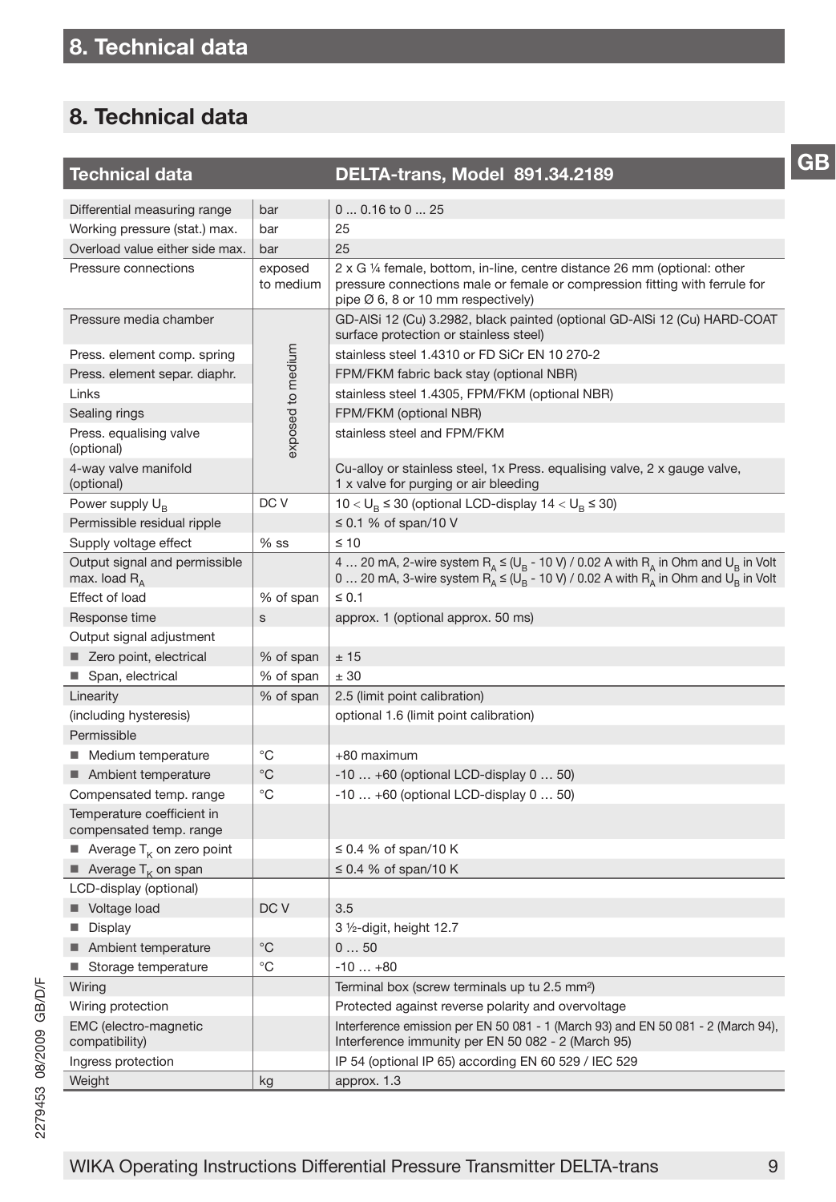# 8. Technical data

| Technical data | | DELTA-trans, Model 891.34.2189 |
|---|---|---|
| Differential measuring range | bar | 0 ... 0.16 to 0 ... 25 |
| Working pressure (stat.) max. | bar | 25 |
| Overload value either side max. | bar | 25 |
| Pressure connections | exposed to medium | 2 x G ¼ female, bottom, in-line, centre distance 26 mm (optional: other pressure connections male or female or compression fitting with ferrule for pipe Ø 6, 8 or 10 mm respectively) |
| Pressure media chamber | exposed to medium | GD-AlSi 12 (Cu) 3.2982, black painted (optional GD-AlSi 12 (Cu) HARD-COAT surface protection or stainless steel) |
| Press. element comp. spring | exposed to medium | stainless steel 1.4310 or FD SiCr EN 10 270-2 |
| Press. element separ. diaphr. | exposed to medium | FPM/FKM fabric back stay (optional NBR) |
| Links | exposed to medium | stainless steel 1.4305, FPM/FKM (optional NBR) |
| Sealing rings | exposed to medium | FPM/FKM (optional NBR) |
| Press. equalising valve (optional) | exposed to medium | stainless steel and FPM/FKM |
| 4-way valve manifold (optional) | exposed to medium | Cu-alloy or stainless steel, 1x Press. equalising valve, 2 x gauge valve, 1 x valve for purging or air bleeding |
| Power supply $U_B$ | DC V | $10 < U_B \leq 30$ (optional LCD-display $14 < U_B \leq 30$) |
| Permissible residual ripple | | ≤ 0.1 % of span/10 V |
| Supply voltage effect | % ss | ≤ 10 |
| Output signal and permissible max. load $R_A$ | | 4 … 20 mA, 2-wire system $R_A \leq (U_B - 10\text{ V}) / 0.02\text{ A}$ with $R_A$ in Ohm and $U_B$ in Volt<br>0 … 20 mA, 3-wire system $R_A \leq (U_B - 10\text{ V}) / 0.02\text{ A}$ with $R_A$ in Ohm and $U_B$ in Volt |
| Effect of load | % of span | ≤ 0.1 |
| Response time | s | approx. 1 (optional approx. 50 ms) |
| Output signal adjustment | | |
| ■ Zero point, electrical | % of span | ± 15 |
| ■ Span, electrical | % of span | ± 30 |
| Linearity | % of span | 2.5 (limit point calibration) |
| (including hysteresis) | | optional 1.6 (limit point calibration) |
| Permissible | | |
| ■ Medium temperature | °C | +80 maximum |
| ■ Ambient temperature | °C | -10 … +60 (optional LCD-display 0 … 50) |
| Compensated temp. range | °C | -10 … +60 (optional LCD-display 0 … 50) |
| Temperature coefficient in compensated temp. range | | |
| ■ Average $T_K$ on zero point | | ≤ 0.4 % of span/10 K |
| ■ Average $T_K$ on span | | ≤ 0.4 % of span/10 K |
| LCD-display (optional) | | |
| ■ Voltage load | DC V | 3.5 |
| ■ Display | | 3 ½-digit, height 12.7 |
| ■ Ambient temperature | °C | 0 … 50 |
| ■ Storage temperature | °C | -10 … +80 |
| Wiring | | Terminal box (screw terminals up tu 2.5 mm²) |
| Wiring protection | | Protected against reverse polarity and overvoltage |
| EMC (electro-magnetic compatibility) | | Interference emission per EN 50 081 - 1 (March 93) and EN 50 081 - 2 (March 94), Interference immunity per EN 50 082 - 2 (March 95) |
| Ingress protection | | IP 54 (optional IP 65) according EN 60 529 / IEC 529 |
| Weight | kg | approx. 1.3 |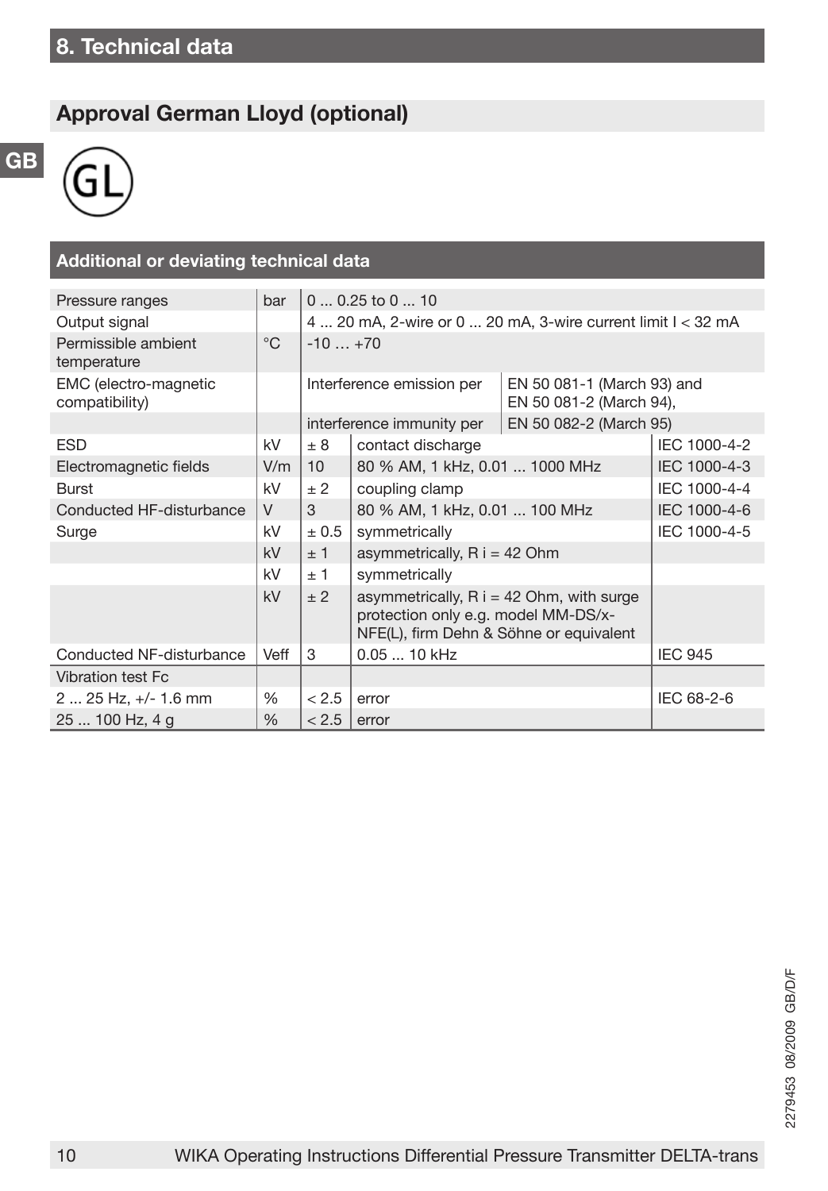# 8. Technical data

## Approval German Lloyd (optional)

GL

### Additional or deviating technical data

| | | | | |
|---|---|---|---|---|
| Pressure ranges | bar | 0 ... 0.25 to 0 ... 10 | | |
| Output signal | | 4 ... 20 mA, 2-wire or 0 ... 20 mA, 3-wire current limit I < 32 mA | | |
| Permissible ambient temperature | °C | -10 … +70 | | |
| EMC (electro-magnetic compatibility) | | Interference emission per | EN 50 081-1 (March 93) and EN 50 081-2 (March 94), | |
| | | interference immunity per | EN 50 082-2 (March 95) | |
| ESD | kV | ± 8 | contact discharge | IEC 1000-4-2 |
| Electromagnetic fields | V/m | 10 | 80 % AM, 1 kHz, 0.01 ... 1000 MHz | IEC 1000-4-3 |
| Burst | kV | ± 2 | coupling clamp | IEC 1000-4-4 |
| Conducted HF-disturbance | V | 3 | 80 % AM, 1 kHz, 0.01 ... 100 MHz | IEC 1000-4-6 |
| Surge | kV | ± 0.5 | symmetrically | IEC 1000-4-5 |
| | kV | ± 1 | asymmetrically, R i = 42 Ohm | |
| | kV | ± 1 | symmetrically | |
| | kV | ± 2 | asymmetrically, R i = 42 Ohm, with surge protection only e.g. model MM-DS/x-NFE(L), firm Dehn & Söhne or equivalent | |
| Conducted NF-disturbance | Veff | 3 | 0.05 ... 10 kHz | IEC 945 |
| Vibration test Fc | | | | |
| 2 ... 25 Hz, +/- 1.6 mm | % | < 2.5 | error | IEC 68-2-6 |
| 25 ... 100 Hz, 4 g | % | < 2.5 | error | |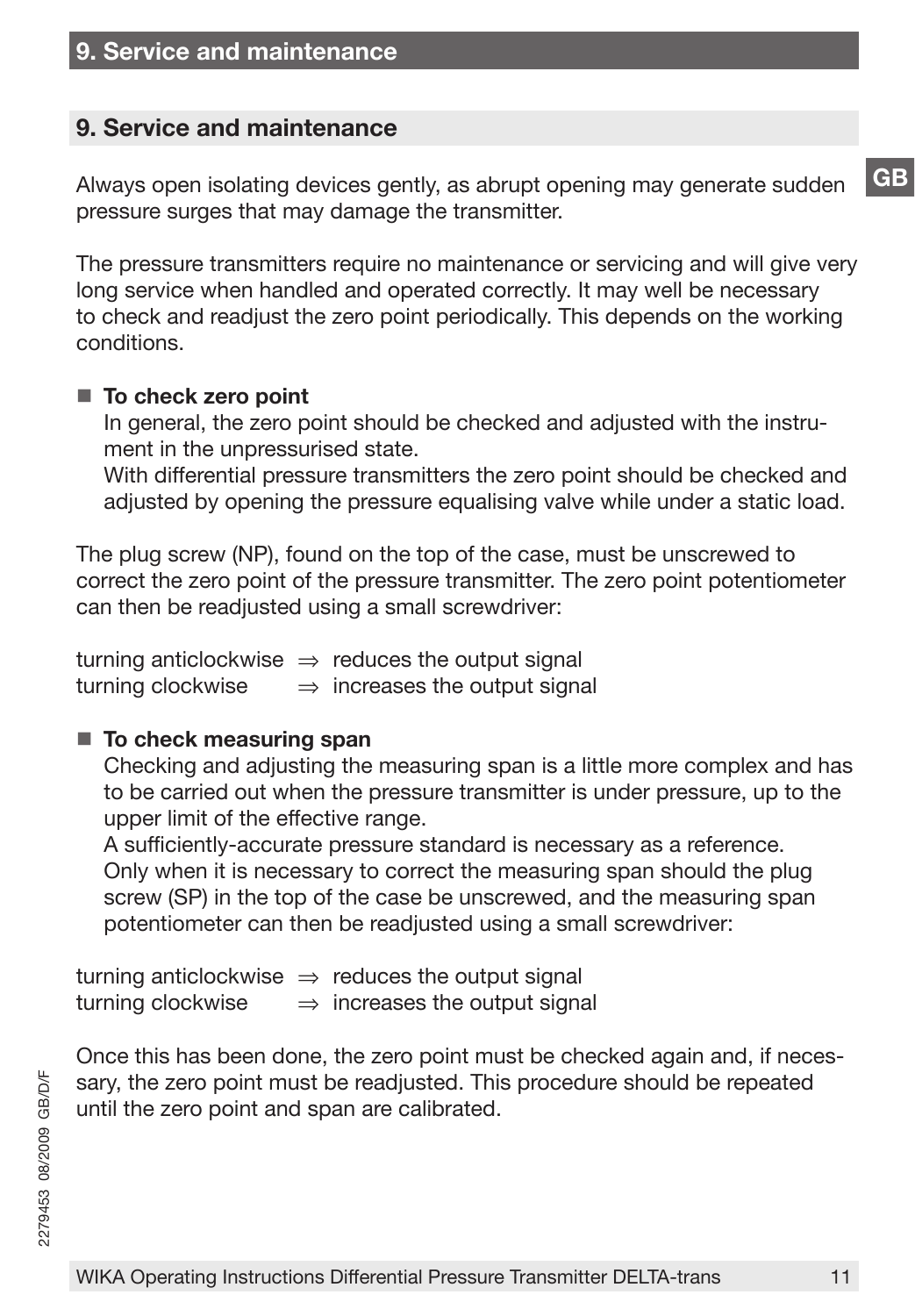## 9. Service and maintenance

Always open isolating devices gently, as abrupt opening may generate sudden pressure surges that may damage the transmitter.

The pressure transmitters require no maintenance or servicing and will give very long service when handled and operated correctly. It may well be necessary to check and readjust the zero point periodically. This depends on the working conditions.

- **To check zero point**
  In general, the zero point should be checked and adjusted with the instrument in the unpressurised state.
  With differential pressure transmitters the zero point should be checked and adjusted by opening the pressure equalising valve while under a static load.

The plug screw (NP), found on the top of the case, must be unscrewed to correct the zero point of the pressure transmitter. The zero point potentiometer can then be readjusted using a small screwdriver:

turning anticlockwise ⇒ reduces the output signal
turning clockwise ⇒ increases the output signal

- **To check measuring span**
  Checking and adjusting the measuring span is a little more complex and has to be carried out when the pressure transmitter is under pressure, up to the upper limit of the effective range.
  A sufficiently-accurate pressure standard is necessary as a reference.
  Only when it is necessary to correct the measuring span should the plug screw (SP) in the top of the case be unscrewed, and the measuring span potentiometer can then be readjusted using a small screwdriver:

turning anticlockwise ⇒ reduces the output signal
turning clockwise ⇒ increases the output signal

Once this has been done, the zero point must be checked again and, if necessary, the zero point must be readjusted. This procedure should be repeated until the zero point and span are calibrated.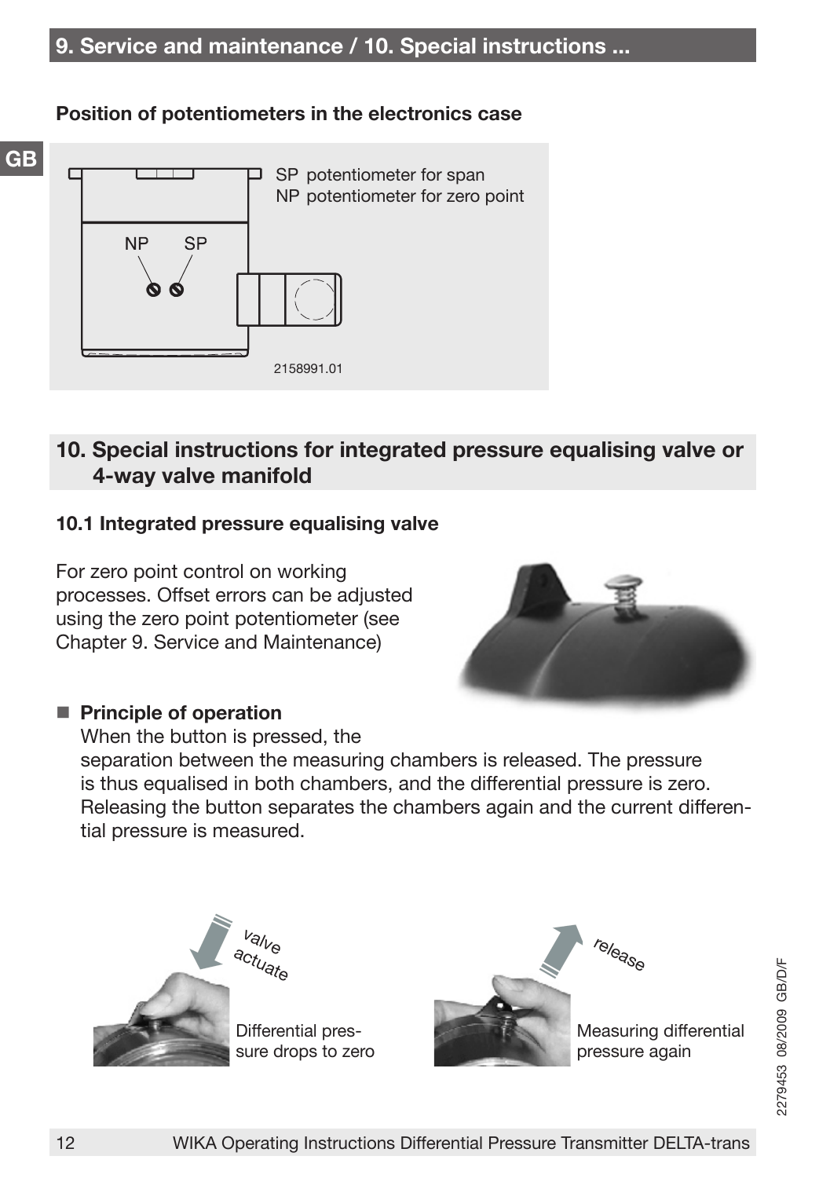### Position of potentiometers in the electronics case

NP SP

SP potentiometer for span
NP potentiometer for zero point

2158991.01

## 10. Special instructions for integrated pressure equalising valve or 4-way valve manifold

### 10.1 Integrated pressure equalising valve

For zero point control on working processes. Offset errors can be adjusted using the zero point potentiometer (see Chapter 9. Service and Maintenance)

- **Principle of operation**
  When the button is pressed, the separation between the measuring chambers is released. The pressure is thus equalised in both chambers, and the differential pressure is zero. Releasing the button separates the chambers again and the current differential pressure is measured.

valve actuate

Differential pressure drops to zero

release

Measuring differential pressure again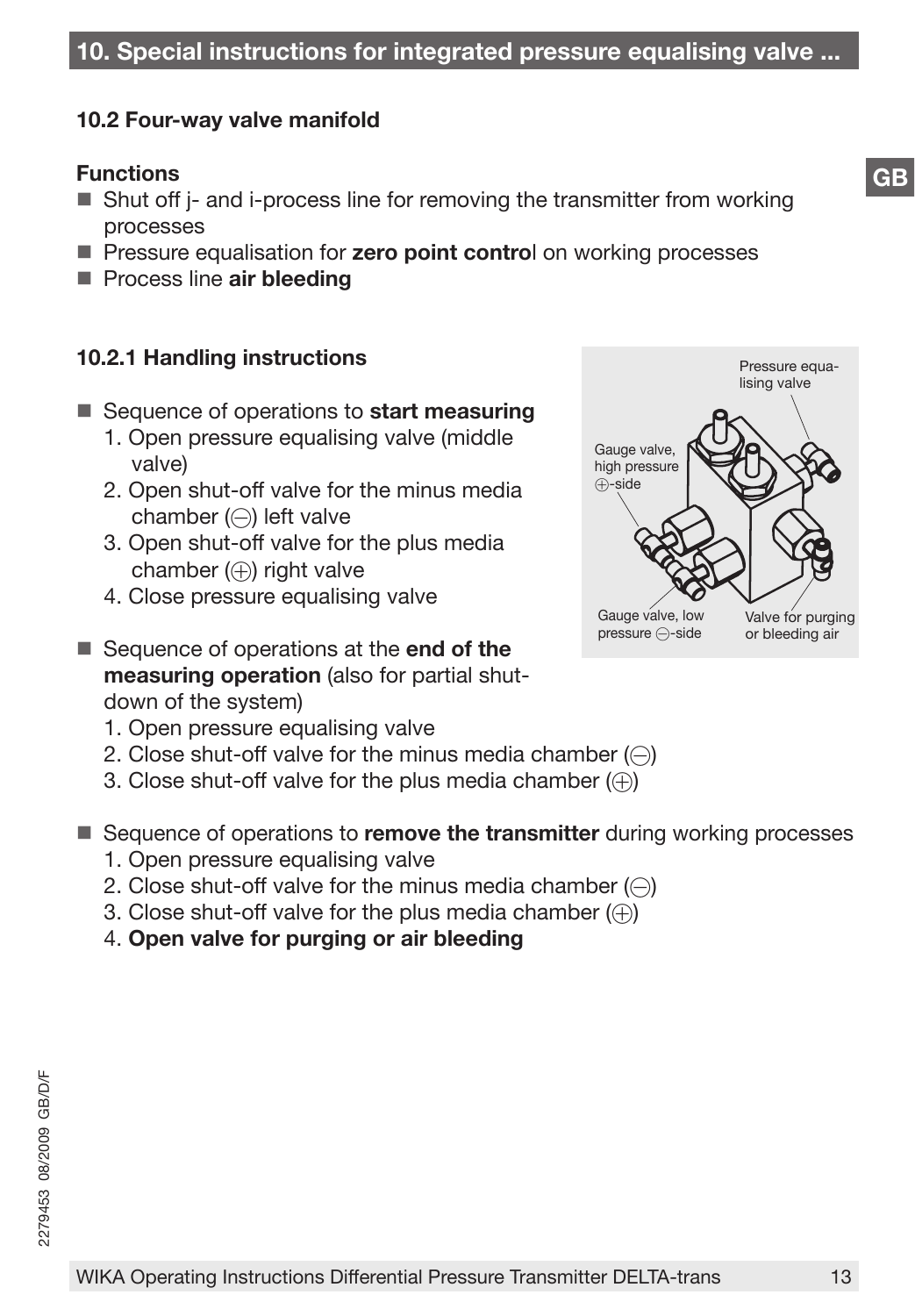## 10. Special instructions for integrated pressure equalising valve ...

### 10.2 Four-way valve manifold

**Functions**

- Shut off j- and i-process line for removing the transmitter from working processes
- Pressure equalisation for **zero point contro**l on working processes
- Process line **air bleeding**

### 10.2.1 Handling instructions

- Sequence of operations to **start measuring**
  1. Open pressure equalising valve (middle valve)
  2. Open shut-off valve for the minus media chamber (⊖) left valve
  3. Open shut-off valve for the plus media chamber (⊕) right valve
  4. Close pressure equalising valve

- Sequence of operations at the **end of the measuring operation** (also for partial shut-down of the system)
  1. Open pressure equalising valve
  2. Close shut-off valve for the minus media chamber (⊖)
  3. Close shut-off valve for the plus media chamber (⊕)

- Sequence of operations to **remove the transmitter** during working processes
  1. Open pressure equalising valve
  2. Close shut-off valve for the minus media chamber (⊖)
  3. Close shut-off valve for the plus media chamber (⊕)
  4. **Open valve for purging or air bleeding**

Pressure equalising valve

Gauge valve, high pressure ⊕-side

Gauge valve, low pressure ⊖-side

Valve for purging or bleeding air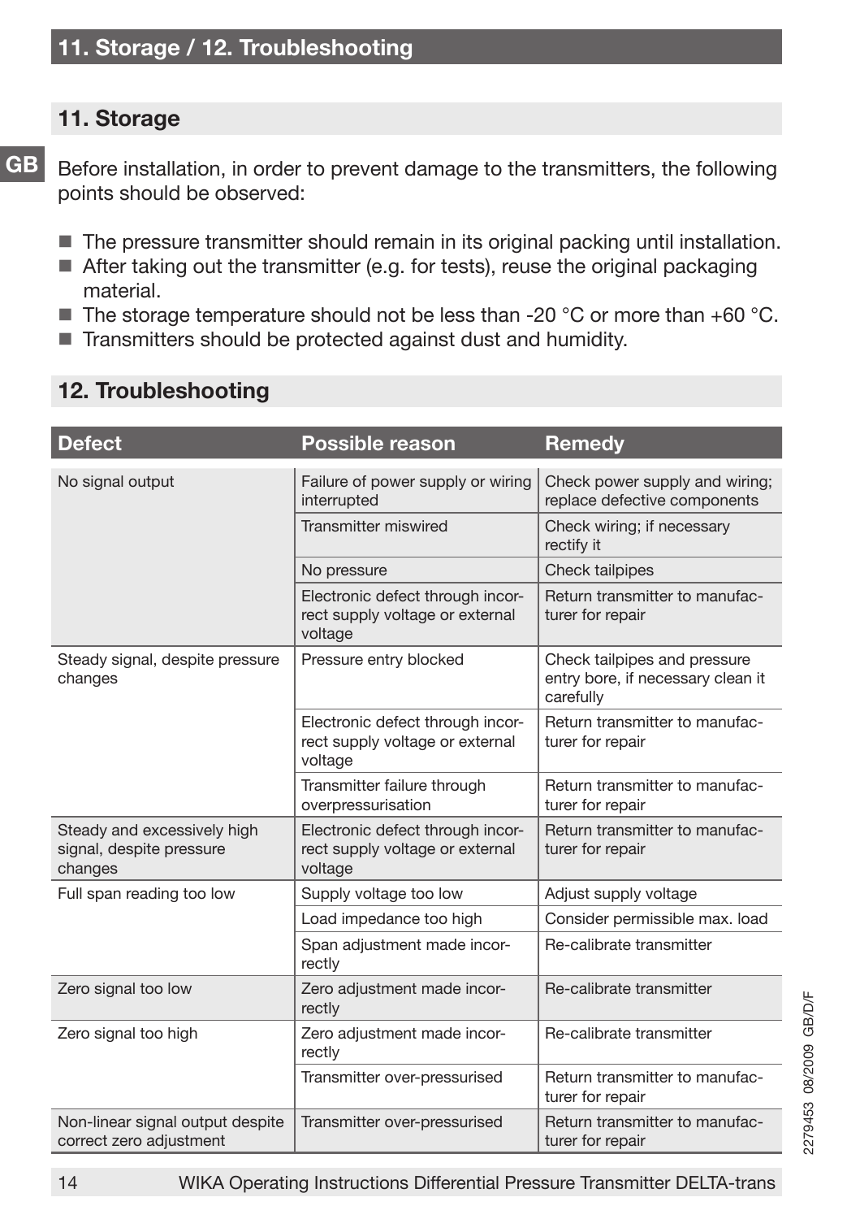## 11. Storage

Before installation, in order to prevent damage to the transmitters, the following points should be observed:

- The pressure transmitter should remain in its original packing until installation.
- After taking out the transmitter (e.g. for tests), reuse the original packaging material.
- The storage temperature should not be less than -20 °C or more than +60 °C.
- Transmitters should be protected against dust and humidity.

## 12. Troubleshooting

| Defect | Possible reason | Remedy |
|---|---|---|
| No signal output | Failure of power supply or wiring interrupted | Check power supply and wiring; replace defective components |
| | Transmitter miswired | Check wiring; if necessary rectify it |
| | No pressure | Check tailpipes |
| | Electronic defect through incorrect supply voltage or external voltage | Return transmitter to manufacturer for repair |
| Steady signal, despite pressure changes | Pressure entry blocked | Check tailpipes and pressure entry bore, if necessary clean it carefully |
| | Electronic defect through incorrect supply voltage or external voltage | Return transmitter to manufacturer for repair |
| | Transmitter failure through overpressurisation | Return transmitter to manufacturer for repair |
| Steady and excessively high signal, despite pressure changes | Electronic defect through incorrect supply voltage or external voltage | Return transmitter to manufacturer for repair |
| Full span reading too low | Supply voltage too low | Adjust supply voltage |
| | Load impedance too high | Consider permissible max. load |
| | Span adjustment made incorrectly | Re-calibrate transmitter |
| Zero signal too low | Zero adjustment made incorrectly | Re-calibrate transmitter |
| Zero signal too high | Zero adjustment made incorrectly | Re-calibrate transmitter |
| | Transmitter over-pressurised | Return transmitter to manufacturer for repair |
| Non-linear signal output despite correct zero adjustment | Transmitter over-pressurised | Return transmitter to manufacturer for repair |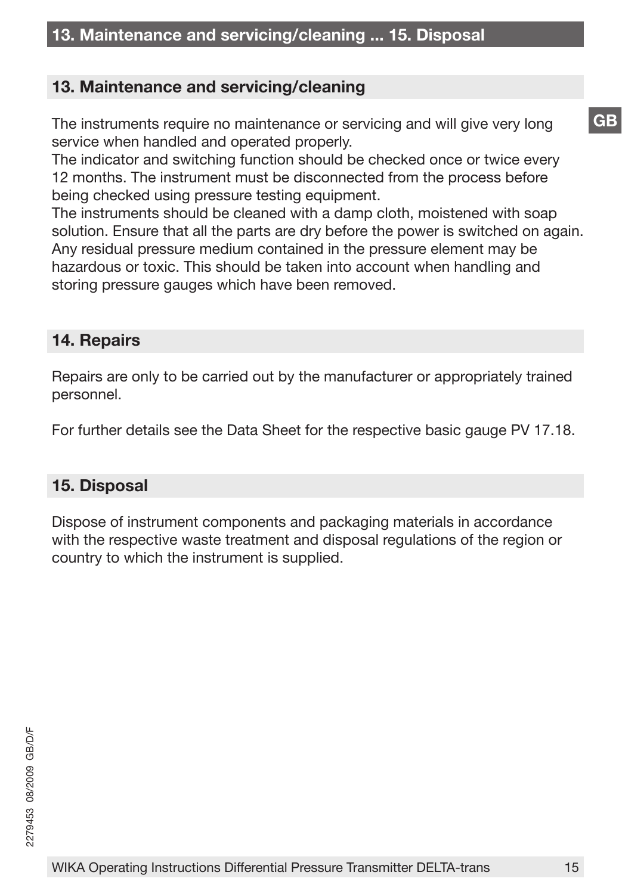## 13. Maintenance and servicing/cleaning

The instruments require no maintenance or servicing and will give very long service when handled and operated properly.
The indicator and switching function should be checked once or twice every 12 months. The instrument must be disconnected from the process before being checked using pressure testing equipment.
The instruments should be cleaned with a damp cloth, moistened with soap solution. Ensure that all the parts are dry before the power is switched on again.
Any residual pressure medium contained in the pressure element may be hazardous or toxic. This should be taken into account when handling and storing pressure gauges which have been removed.

## 14. Repairs

Repairs are only to be carried out by the manufacturer or appropriately trained personnel.

For further details see the Data Sheet for the respective basic gauge PV 17.18.

## 15. Disposal

Dispose of instrument components and packaging materials in accordance with the respective waste treatment and disposal regulations of the region or country to which the instrument is supplied.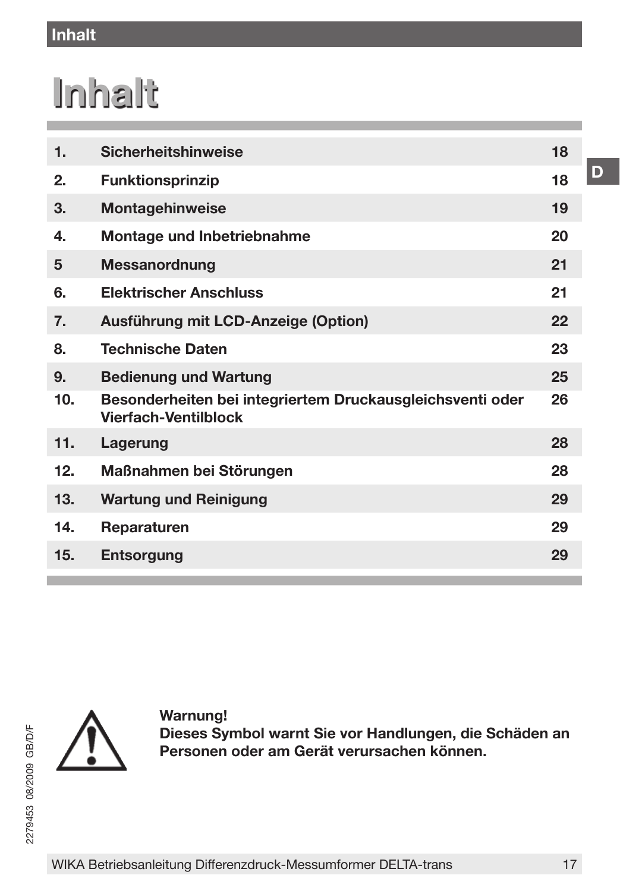# Inhalt

| | | |
|---|---|---|
| 1. | Sicherheitshinweise | 18 |
| 2. | Funktionsprinzip | 18 |
| 3. | Montagehinweise | 19 |
| 4. | Montage und Inbetriebnahme | 20 |
| 5 | Messanordnung | 21 |
| 6. | Elektrischer Anschluss | 21 |
| 7. | Ausführung mit LCD-Anzeige (Option) | 22 |
| 8. | Technische Daten | 23 |
| 9. | Bedienung und Wartung | 25 |
| 10. | Besonderheiten bei integriertem Druckausgleichsventi oder Vierfach-Ventilblock | 26 |
| 11. | Lagerung | 28 |
| 12. | Maßnahmen bei Störungen | 28 |
| 13. | Wartung und Reinigung | 29 |
| 14. | Reparaturen | 29 |
| 15. | Entsorgung | 29 |

**Warnung!**
**Dieses Symbol warnt Sie vor Handlungen, die Schäden an Personen oder am Gerät verursachen können.**

2279453 08/2009 GB/D/F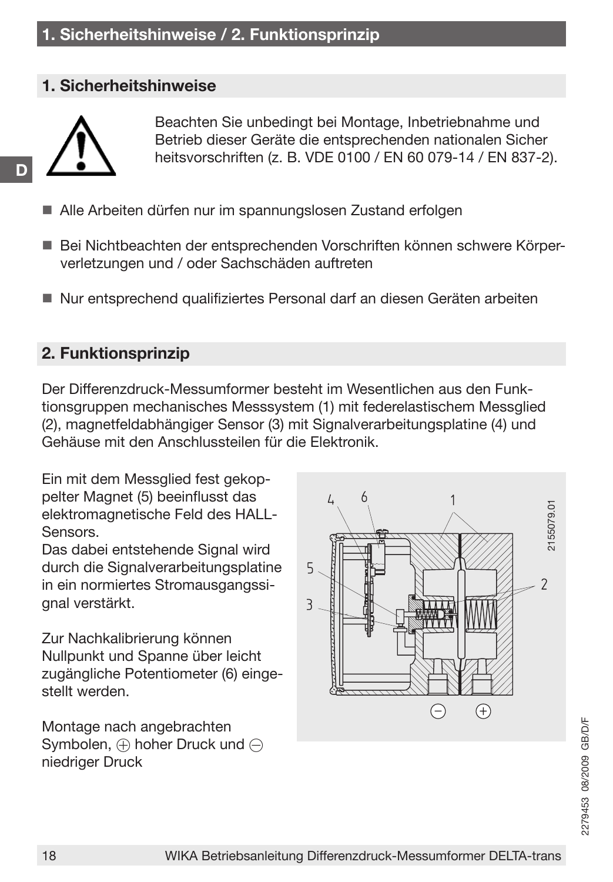# 1. Sicherheitshinweise / 2. Funktionsprinzip

## 1. Sicherheitshinweise

Beachten Sie unbedingt bei Montage, Inbetriebnahme und Betrieb dieser Geräte die entsprechenden nationalen Sicher heitsvorschriften (z. B. VDE 0100 / EN 60 079-14 / EN 837-2).

- Alle Arbeiten dürfen nur im spannungslosen Zustand erfolgen
- Bei Nichtbeachten der entsprechenden Vorschriften können schwere Körperverletzungen und / oder Sachschäden auftreten
- Nur entsprechend qualifiziertes Personal darf an diesen Geräten arbeiten

## 2. Funktionsprinzip

Der Differenzdruck-Messumformer besteht im Wesentlichen aus den Funktionsgruppen mechanisches Messsystem (1) mit federelastischem Messglied (2), magnetfeldabhängiger Sensor (3) mit Signalverarbeitungsplatine (4) und Gehäuse mit den Anschlussteilen für die Elektronik.

Ein mit dem Messglied fest gekoppelter Magnet (5) beeinflusst das elektromagnetische Feld des HALL-Sensors.
Das dabei entstehende Signal wird durch die Signalverarbeitungsplatine in ein normiertes Stromausgangssignal verstärkt.

Zur Nachkalibrierung können Nullpunkt und Spanne über leicht zugängliche Potentiometer (6) eingestellt werden.

Montage nach angebrachten Symbolen, ⊕ hoher Druck und ⊖ niedriger Druck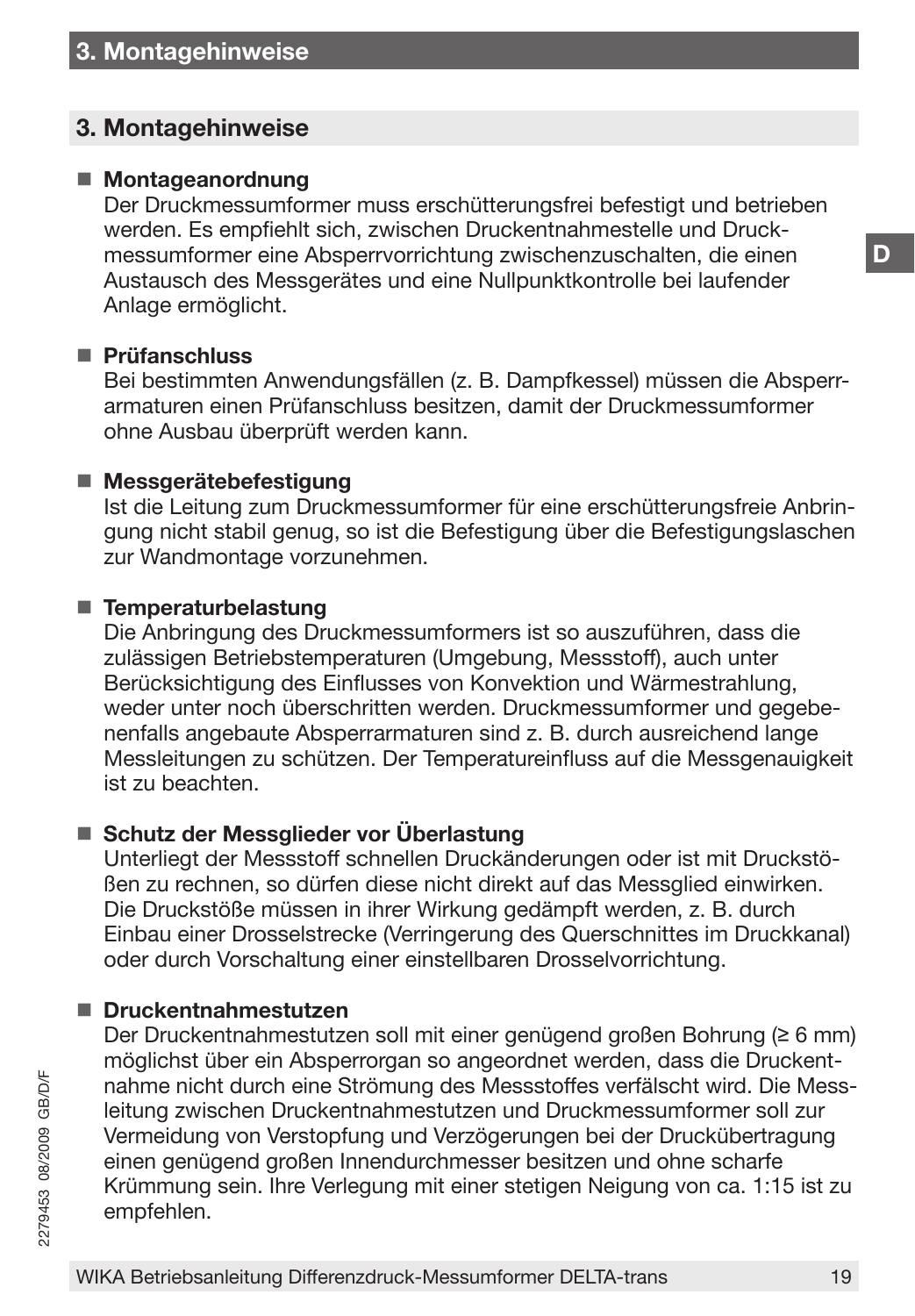## 3. Montagehinweise

- **Montageanordnung**
  Der Druckmessumformer muss erschütterungsfrei befestigt und betrieben werden. Es empfiehlt sich, zwischen Druckentnahmestelle und Druckmessumformer eine Absperrvorrichtung zwischenzuschalten, die einen Austausch des Messgerätes und eine Nullpunktkontrolle bei laufender Anlage ermöglicht.

- **Prüfanschluss**
  Bei bestimmten Anwendungsfällen (z. B. Dampfkessel) müssen die Absperrarmaturen einen Prüfanschluss besitzen, damit der Druckmessumformer ohne Ausbau überprüft werden kann.

- **Messgerätebefestigung**
  Ist die Leitung zum Druckmessumformer für eine erschütterungsfreie Anbringung nicht stabil genug, so ist die Befestigung über die Befestigungslaschen zur Wandmontage vorzunehmen.

- **Temperaturbelastung**
  Die Anbringung des Druckmessumformers ist so auszuführen, dass die zulässigen Betriebstemperaturen (Umgebung, Messstoff), auch unter Berücksichtigung des Einflusses von Konvektion und Wärmestrahlung, weder unter noch überschritten werden. Druckmessumformer und gegebenenfalls angebaute Absperrarmaturen sind z. B. durch ausreichend lange Messleitungen zu schützen. Der Temperatureinfluss auf die Messgenauigkeit ist zu beachten.

- **Schutz der Messglieder vor Überlastung**
  Unterliegt der Messstoff schnellen Druckänderungen oder ist mit Druckstößen zu rechnen, so dürfen diese nicht direkt auf das Messglied einwirken. Die Druckstöße müssen in ihrer Wirkung gedämpft werden, z. B. durch Einbau einer Drosselstrecke (Verringerung des Querschnittes im Druckkanal) oder durch Vorschaltung einer einstellbaren Drosselvorrichtung.

- **Druckentnahmestutzen**
  Der Druckentnahmestutzen soll mit einer genügend großen Bohrung (≥ 6 mm) möglichst über ein Absperrorgan so angeordnet werden, dass die Druckentnahme nicht durch eine Strömung des Messstoffes verfälscht wird. Die Messleitung zwischen Druckentnahmestutzen und Druckmessumformer soll zur Vermeidung von Verstopfung und Verzögerungen bei der Druckübertragung einen genügend großen Innendurchmesser besitzen und ohne scharfe Krümmung sein. Ihre Verlegung mit einer stetigen Neigung von ca. 1:15 ist zu empfehlen.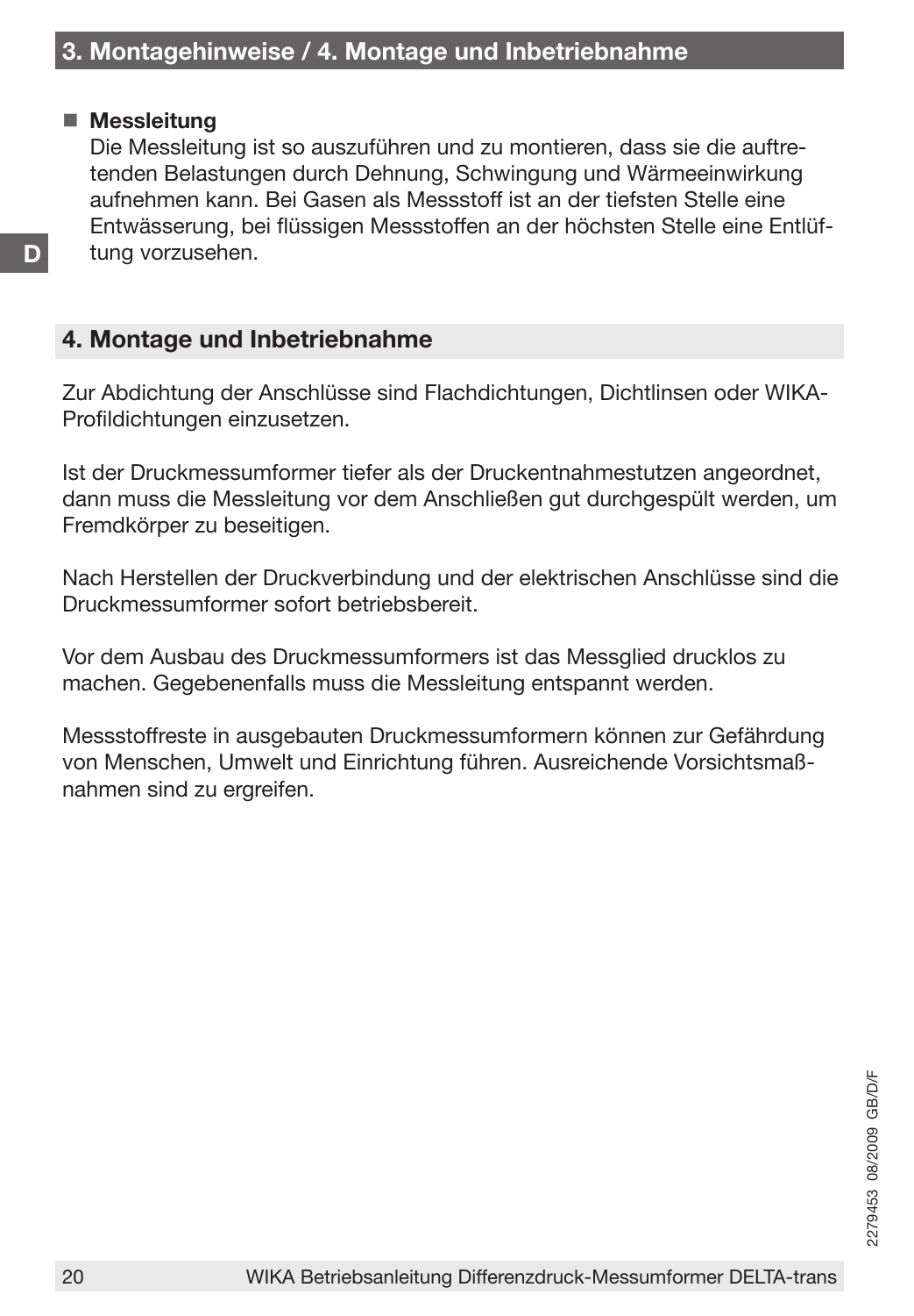- **Messleitung**
  Die Messleitung ist so auszuführen und zu montieren, dass sie die auftretenden Belastungen durch Dehnung, Schwingung und Wärmeeinwirkung aufnehmen kann. Bei Gasen als Messstoff ist an der tiefsten Stelle eine Entwässerung, bei flüssigen Messstoffen an der höchsten Stelle eine Entlüftung vorzusehen.

## 4. Montage und Inbetriebnahme

Zur Abdichtung der Anschlüsse sind Flachdichtungen, Dichtlinsen oder WIKA-Profildichtungen einzusetzen.

Ist der Druckmessumformer tiefer als der Druckentnahmestutzen angeordnet, dann muss die Messleitung vor dem Anschließen gut durchgespült werden, um Fremdkörper zu beseitigen.

Nach Herstellen der Druckverbindung und der elektrischen Anschlüsse sind die Druckmessumformer sofort betriebsbereit.

Vor dem Ausbau des Druckmessumformers ist das Messglied drucklos zu machen. Gegebenenfalls muss die Messleitung entspannt werden.

Messstoffreste in ausgebauten Druckmessumformern können zur Gefährdung von Menschen, Umwelt und Einrichtung führen. Ausreichende Vorsichtsmaßnahmen sind zu ergreifen.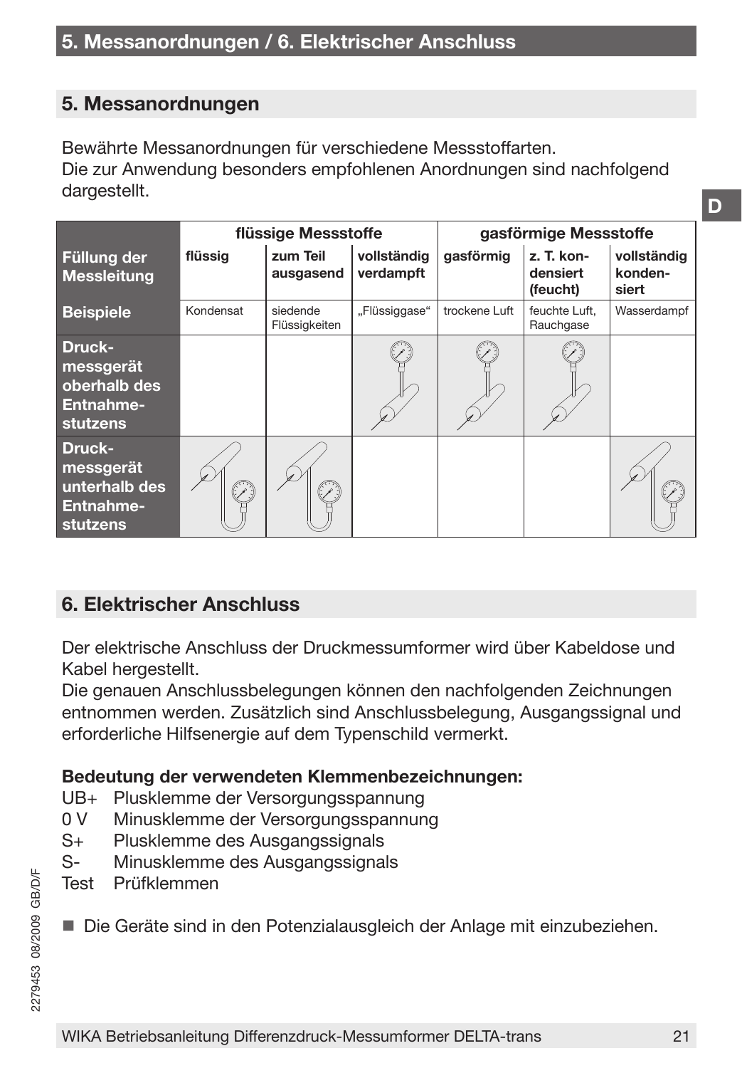## 5. Messanordnungen

Bewährte Messanordnungen für verschiedene Messstoffarten.
Die zur Anwendung besonders empfohlenen Anordnungen sind nachfolgend dargestellt.

| | flüssige Messstoffe | | | gasförmige Messstoffe | | |
|---|---|---|---|---|---|---|
| **Füllung der Messleitung** | **flüssig** | **zum Teil ausgasend** | **vollständig verdampft** | **gasförmig** | **z. T. kondensiert (feucht)** | **vollständig kondensiert** |
| **Beispiele** | Kondensat | siedende Flüssigkeiten | „Flüssiggase" | trockene Luft | feuchte Luft, Rauchgase | Wasserdampf |
| **Druckmessgerät oberhalb des Entnahmestutzens** | | | X | X | X | |
| **Druckmessgerät unterhalb des Entnahmestutzens** | X | X | | | | X |

## 6. Elektrischer Anschluss

Der elektrische Anschluss der Druckmessumformer wird über Kabeldose und Kabel hergestellt.
Die genauen Anschlussbelegungen können den nachfolgenden Zeichnungen entnommen werden. Zusätzlich sind Anschlussbelegung, Ausgangssignal und erforderliche Hilfsenergie auf dem Typenschild vermerkt.

**Bedeutung der verwendeten Klemmenbezeichnungen:**

- UB+ Plusklemme der Versorgungsspannung
- 0 V Minusklemme der Versorgungsspannung
- S+ Plusklemme des Ausgangssignals
- S- Minusklemme des Ausgangssignals
- Test Prüfklemmen

■ Die Geräte sind in den Potenzialausgleich der Anlage mit einzubeziehen.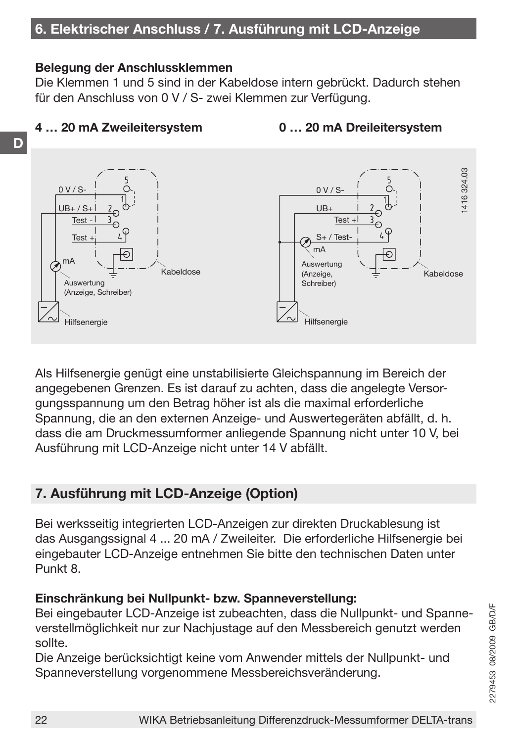## 6. Elektrischer Anschluss / 7. Ausführung mit LCD-Anzeige

**Belegung der Anschlussklemmen**
Die Klemmen 1 und 5 sind in der Kabeldose intern gebrückt. Dadurch stehen für den Anschluss von 0 V / S- zwei Klemmen zur Verfügung.

**4 … 20 mA Zweileitersystem** **0 … 20 mA Dreileitersystem**

Als Hilfsenergie genügt eine unstabilisierte Gleichspannung im Bereich der angegebenen Grenzen. Es ist darauf zu achten, dass die angelegte Versorgungsspannung um den Betrag höher ist als die maximal erforderliche Spannung, die an den externen Anzeige- und Auswertegeräten abfällt, d. h. dass die am Druckmessumformer anliegende Spannung nicht unter 10 V, bei Ausführung mit LCD-Anzeige nicht unter 14 V abfällt.

## 7. Ausführung mit LCD-Anzeige (Option)

Bei werksseitig integrierten LCD-Anzeigen zur direkten Druckablesung ist das Ausgangssignal 4 ... 20 mA / Zweileiter. Die erforderliche Hilfsenergie bei eingebauter LCD-Anzeige entnehmen Sie bitte den technischen Daten unter Punkt 8.

**Einschränkung bei Nullpunkt- bzw. Spanneverstellung:**
Bei eingebauter LCD-Anzeige ist zubeachten, dass die Nullpunkt- und Spanneverstellmöglichkeit nur zur Nachjustage auf den Messbereich genutzt werden sollte.
Die Anzeige berücksichtigt keine vom Anwender mittels der Nullpunkt- und Spanneverstellung vorgenommene Messbereichsveränderung.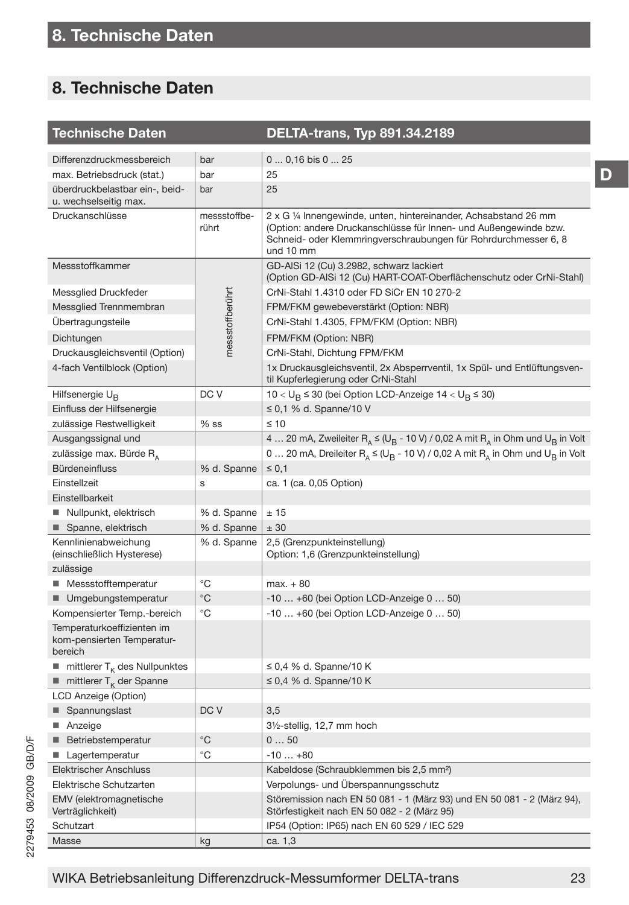## 8. Technische Daten

| Technische Daten | | DELTA-trans, Typ 891.34.2189 |
|---|---|---|
| Differenzdruckmessbereich | bar | 0 ... 0,16 bis 0 ... 25 |
| max. Betriebsdruck (stat.) | bar | 25 |
| überdruckbelastbar ein-, beid- u. wechselseitig max. | bar | 25 |
| Druckanschlüsse | messstoffberührt | 2 x G ¼ Innengewinde, unten, hintereinander, Achsabstand 26 mm (Option: andere Druckanschlüsse für Innen- und Außengewinde bzw. Schneid- oder Klemmringverschraubungen für Rohrdurchmesser 6, 8 und 10 mm |
| Messstoffkammer | messstoffberührt | GD-AlSi 12 (Cu) 3.2982, schwarz lackiert (Option GD-AlSi 12 (Cu) HART-COAT-Oberflächenschutz oder CrNi-Stahl) |
| Messglied Druckfeder | messstoffberührt | CrNi-Stahl 1.4310 oder FD SiCr EN 10 270-2 |
| Messglied Trennmembran | messstoffberührt | FPM/FKM gewebeverstärkt (Option: NBR) |
| Übertragungsteile | messstoffberührt | CrNi-Stahl 1.4305, FPM/FKM (Option: NBR) |
| Dichtungen | messstoffberührt | FPM/FKM (Option: NBR) |
| Druckausgleichsventil (Option) | messstoffberührt | CrNi-Stahl, Dichtung FPM/FKM |
| 4-fach Ventilblock (Option) | messstoffberührt | 1x Druckausgleichsventil, 2x Absperrventil, 1x Spül- und Entlüftungsventil Kupferlegierung oder CrNi-Stahl |
| Hilfsenergie $U_B$ | DC V | $10 < U_B \leq 30$ (bei Option LCD-Anzeige $14 < U_B \leq 30$) |
| Einfluss der Hilfsenergie | | ≤ 0,1 % d. Spanne/10 V |
| zulässige Restwelligkeit | % ss | ≤ 10 |
| Ausgangssignal und | | 4 … 20 mA, Zweileiter $R_A \leq (U_B - 10\text{ V}) / 0{,}02\text{ A}$ mit $R_A$ in Ohm und $U_B$ in Volt |
| zulässige max. Bürde $R_A$ | | 0 … 20 mA, Dreileiter $R_A \leq (U_B - 10\text{ V}) / 0{,}02\text{ A}$ mit $R_A$ in Ohm und $U_B$ in Volt |
| Bürdeneinfluss | % d. Spanne | ≤ 0,1 |
| Einstellzeit | s | ca. 1 (ca. 0,05 Option) |
| Einstellbarkeit | | |
| ■ Nullpunkt, elektrisch | % d. Spanne | ± 15 |
| ■ Spanne, elektrisch | % d. Spanne | ± 30 |
| Kennlinienabweichung (einschließlich Hysterese) | % d. Spanne | 2,5 (Grenzpunkteinstellung) Option: 1,6 (Grenzpunkteinstellung) |
| zulässige | | |
| ■ Messstofftemperatur | °C | max. + 80 |
| ■ Umgebungstemperatur | °C | -10 … +60 (bei Option LCD-Anzeige 0 … 50) |
| Kompensierter Temp.-bereich | °C | -10 … +60 (bei Option LCD-Anzeige 0 … 50) |
| Temperaturkoeffizienten im kom-pensierten Temperatur-bereich | | |
| ■ mittlerer $T_K$ des Nullpunktes | | ≤ 0,4 % d. Spanne/10 K |
| ■ mittlerer $T_K$ der Spanne | | ≤ 0,4 % d. Spanne/10 K |
| LCD Anzeige (Option) | | |
| ■ Spannungslast | DC V | 3,5 |
| ■ Anzeige | | 3½-stellig, 12,7 mm hoch |
| ■ Betriebstemperatur | °C | 0 … 50 |
| ■ Lagertemperatur | °C | -10 … +80 |
| Elektrischer Anschluss | | Kabeldose (Schraubklemmen bis 2,5 mm²) |
| Elektrische Schutzarten | | Verpolungs- und Überspannungsschutz |
| EMV (elektromagnetische Verträglichkeit) | | Störemission nach EN 50 081 - 1 (März 93) und EN 50 081 - 2 (März 94), Störfestigkeit nach EN 50 082 - 2 (März 95) |
| Schutzart | | IP54 (Option: IP65) nach EN 60 529 / IEC 529 |
| Masse | kg | ca. 1,3 |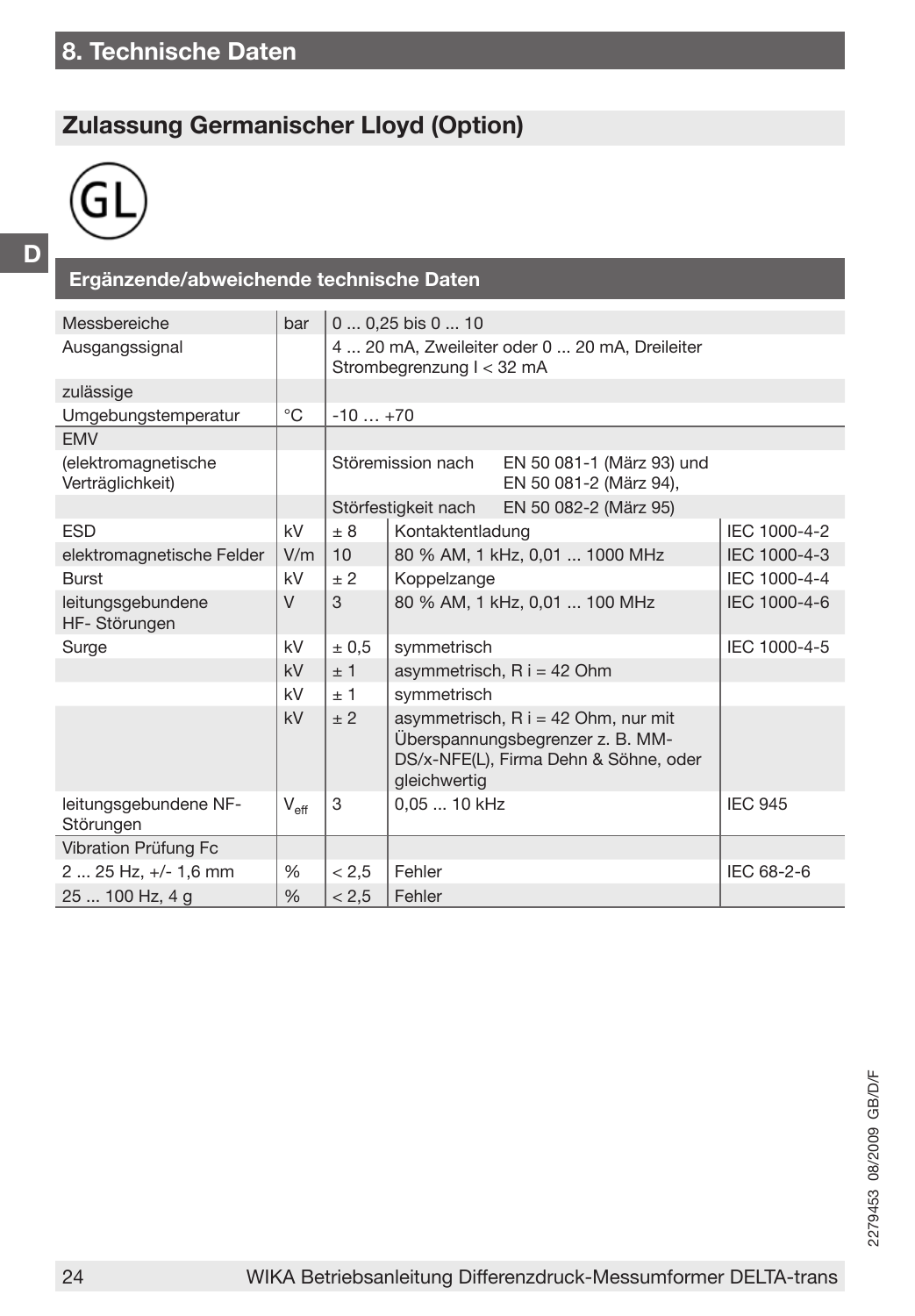# 8. Technische Daten

## Zulassung Germanischer Lloyd (Option)

GL

### Ergänzende/abweichende technische Daten

| | | | | |
|---|---|---|---|---|
| Messbereiche | bar | 0 ... 0,25 bis 0 ... 10 | | |
| Ausgangssignal | | 4 ... 20 mA, Zweileiter oder 0 ... 20 mA, Dreileiter<br>Strombegrenzung I < 32 mA | | |
| zulässige | | | | |
| Umgebungstemperatur | °C | -10 … +70 | | |
| EMV | | | | |
| (elektromagnetische Verträglichkeit) | | Störemission nach | EN 50 081-1 (März 93) und<br>EN 50 081-2 (März 94), | |
| | | Störfestigkeit nach | EN 50 082-2 (März 95) | |
| ESD | kV | ± 8 | Kontaktentladung | IEC 1000-4-2 |
| elektromagnetische Felder | V/m | 10 | 80 % AM, 1 kHz, 0,01 ... 1000 MHz | IEC 1000-4-3 |
| Burst | kV | ± 2 | Koppelzange | IEC 1000-4-4 |
| leitungsgebundene HF- Störungen | V | 3 | 80 % AM, 1 kHz, 0,01 ... 100 MHz | IEC 1000-4-6 |
| Surge | kV | ± 0,5 | symmetrisch | IEC 1000-4-5 |
| | kV | ± 1 | asymmetrisch, R i = 42 Ohm | |
| | kV | ± 1 | symmetrisch | |
| | kV | ± 2 | asymmetrisch, R i = 42 Ohm, nur mit Überspannungsbegrenzer z. B. MM-DS/x-NFE(L), Firma Dehn & Söhne, oder gleichwertig | |
| leitungsgebundene NF-Störungen | $V_{eff}$ | 3 | 0,05 ... 10 kHz | IEC 945 |
| Vibration Prüfung Fc | | | | |
| 2 ... 25 Hz, +/- 1,6 mm | % | < 2,5 | Fehler | IEC 68-2-6 |
| 25 ... 100 Hz, 4 g | % | < 2,5 | Fehler | |

2279453 08/2009 GB/D/F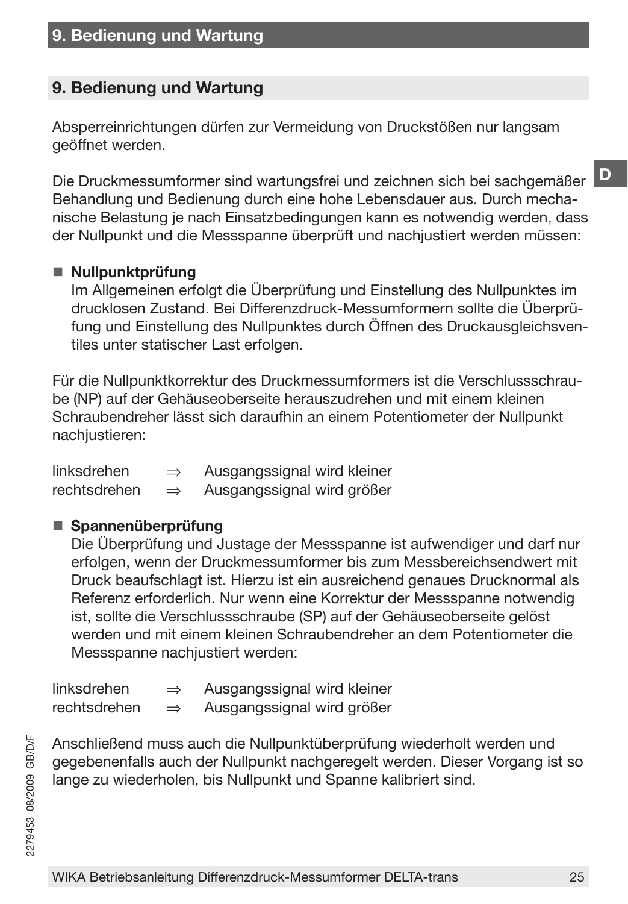## 9. Bedienung und Wartung

Absperreinrichtungen dürfen zur Vermeidung von Druckstößen nur langsam geöffnet werden.

Die Druckmessumformer sind wartungsfrei und zeichnen sich bei sachgemäßer Behandlung und Bedienung durch eine hohe Lebensdauer aus. Durch mechanische Belastung je nach Einsatzbedingungen kann es notwendig werden, dass der Nullpunkt und die Messspanne überprüft und nachjustiert werden müssen:

- **Nullpunktprüfung**
  Im Allgemeinen erfolgt die Überprüfung und Einstellung des Nullpunktes im drucklosen Zustand. Bei Differenzdruck-Messumformern sollte die Überprüfung und Einstellung des Nullpunktes durch Öffnen des Druckausgleichsventiles unter statischer Last erfolgen.

Für die Nullpunktkorrektur des Druckmessumformers ist die Verschlussschraube (NP) auf der Gehäuseoberseite herauszudrehen und mit einem kleinen Schraubendreher lässt sich daraufhin an einem Potentiometer der Nullpunkt nachjustieren:

linksdrehen ⇒ Ausgangssignal wird kleiner
rechtsdrehen ⇒ Ausgangssignal wird größer

- **Spannenüberprüfung**
  Die Überprüfung und Justage der Messspanne ist aufwendiger und darf nur erfolgen, wenn der Druckmessumformer bis zum Messbereichsendwert mit Druck beaufschlagt ist. Hierzu ist ein ausreichend genaues Drucknormal als Referenz erforderlich. Nur wenn eine Korrektur der Messspanne notwendig ist, sollte die Verschlussschraube (SP) auf der Gehäuseoberseite gelöst werden und mit einem kleinen Schraubendreher an dem Potentiometer die Messspanne nachjustiert werden:

linksdrehen ⇒ Ausgangssignal wird kleiner
rechtsdrehen ⇒ Ausgangssignal wird größer

Anschließend muss auch die Nullpunktüberprüfung wiederholt werden und gegebenenfalls auch der Nullpunkt nachgeregelt werden. Dieser Vorgang ist so lange zu wiederholen, bis Nullpunkt und Spanne kalibriert sind.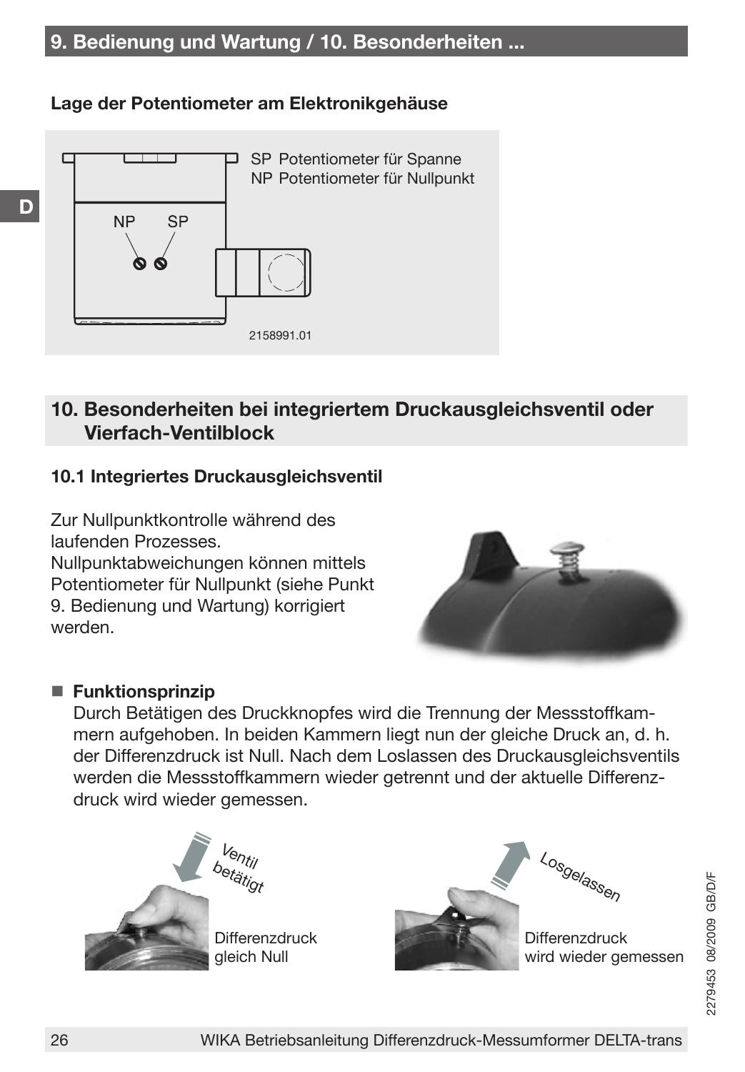**Lage der Potentiometer am Elektronikgehäuse**

NP SP

SP Potentiometer für Spanne
NP Potentiometer für Nullpunkt

2158991.01

## 10. Besonderheiten bei integriertem Druckausgleichsventil oder Vierfach-Ventilblock

### 10.1 Integriertes Druckausgleichsventil

Zur Nullpunktkontrolle während des laufenden Prozesses.
Nullpunktabweichungen können mittels Potentiometer für Nullpunkt (siehe Punkt 9. Bedienung und Wartung) korrigiert werden.

- **Funktionsprinzip**
  Durch Betätigen des Druckknopfes wird die Trennung der Messstoffkammern aufgehoben. In beiden Kammern liegt nun der gleiche Druck an, d. h. der Differenzdruck ist Null. Nach dem Loslassen des Druckausgleichsventils werden die Messstoffkammern wieder getrennt und der aktuelle Differenzdruck wird wieder gemessen.

Ventil betätigt

Differenzdruck gleich Null

Losgelassen

Differenzdruck wird wieder gemessen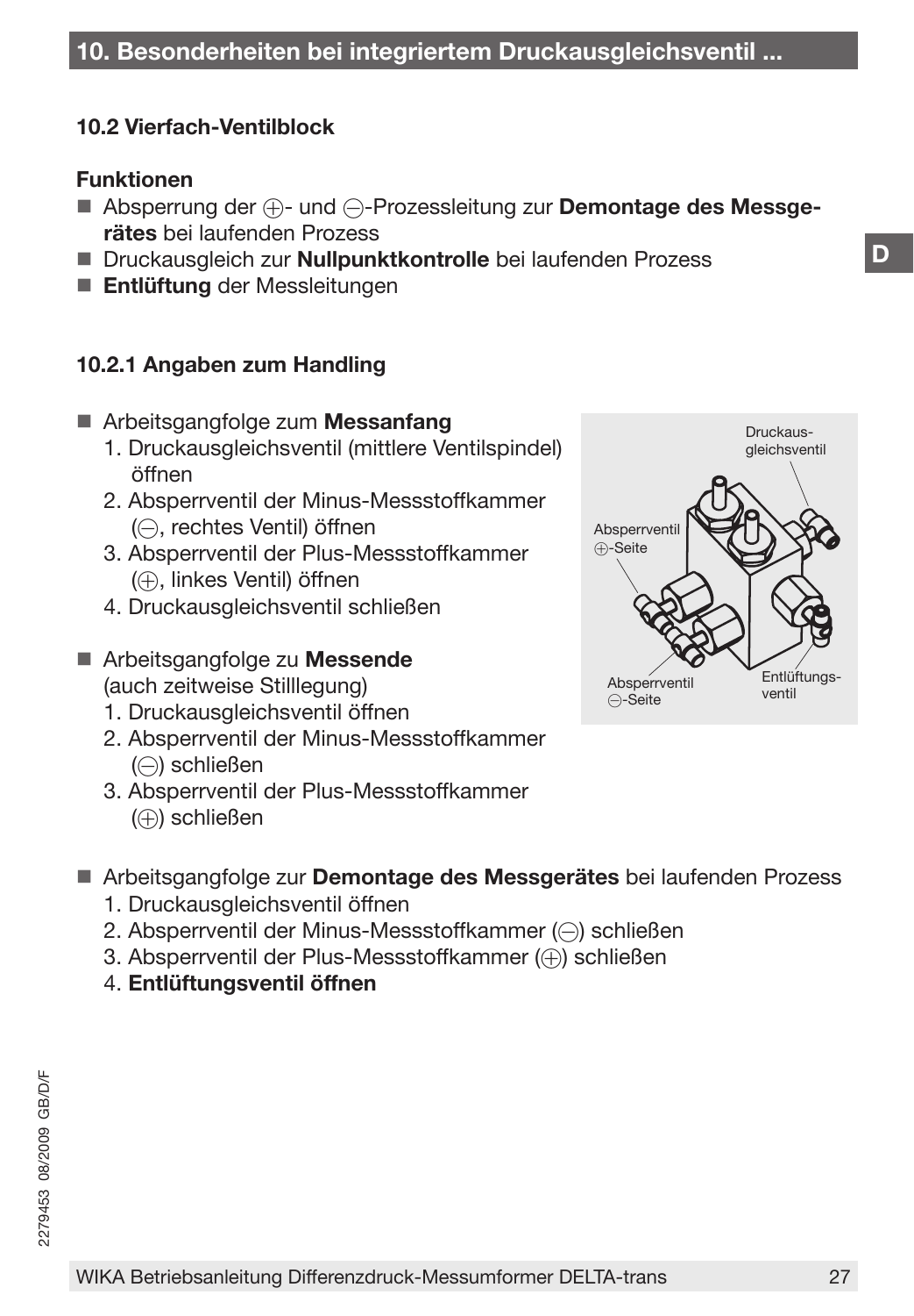## 10. Besonderheiten bei integriertem Druckausgleichsventil ...

### 10.2 Vierfach-Ventilblock

**Funktionen**

- Absperrung der ⊕- und ⊖-Prozessleitung zur **Demontage des Messgerätes** bei laufenden Prozess
- Druckausgleich zur **Nullpunktkontrolle** bei laufenden Prozess
- **Entlüftung** der Messleitungen

#### 10.2.1 Angaben zum Handling

- Arbeitsgangfolge zum **Messanfang**
  1. Druckausgleichsventil (mittlere Ventilspindel) öffnen
  2. Absperrventil der Minus-Messstoffkammer (⊖, rechtes Ventil) öffnen
  3. Absperrventil der Plus-Messstoffkammer (⊕, linkes Ventil) öffnen
  4. Druckausgleichsventil schließen

- Arbeitsgangfolge zu **Messende** (auch zeitweise Stilllegung)
  1. Druckausgleichsventil öffnen
  2. Absperrventil der Minus-Messstoffkammer (⊖) schließen
  3. Absperrventil der Plus-Messstoffkammer (⊕) schließen

Druckausgleichsventil

Absperrventil ⊕-Seite

Absperrventil ⊖-Seite

Entlüftungsventil

- Arbeitsgangfolge zur **Demontage des Messgerätes** bei laufenden Prozess
  1. Druckausgleichsventil öffnen
  2. Absperrventil der Minus-Messstoffkammer (⊖) schließen
  3. Absperrventil der Plus-Messstoffkammer (⊕) schließen
  4. **Entlüftungsventil öffnen**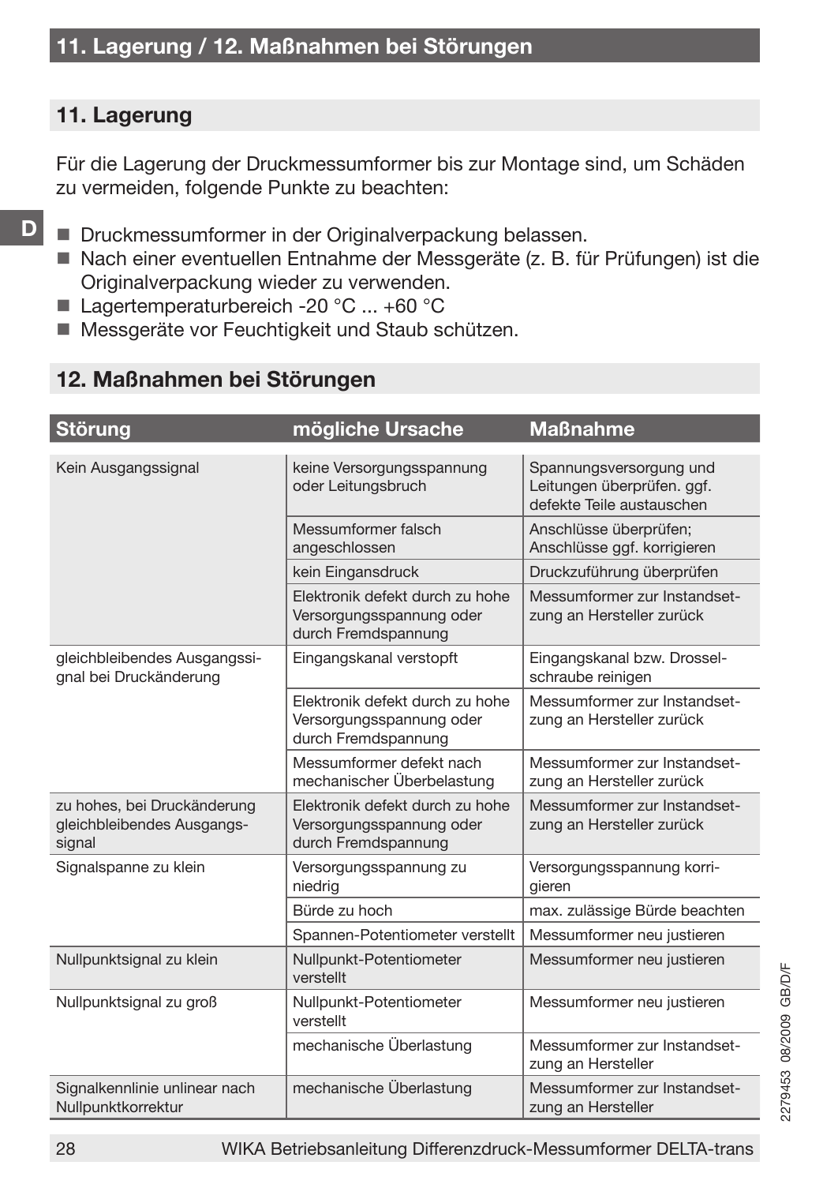## 11. Lagerung

Für die Lagerung der Druckmessumformer bis zur Montage sind, um Schäden zu vermeiden, folgende Punkte zu beachten:

- Druckmessumformer in der Originalverpackung belassen.
- Nach einer eventuellen Entnahme der Messgeräte (z. B. für Prüfungen) ist die Originalverpackung wieder zu verwenden.
- Lagertemperaturbereich -20 °C ... +60 °C
- Messgeräte vor Feuchtigkeit und Staub schützen.

## 12. Maßnahmen bei Störungen

| Störung | mögliche Ursache | Maßnahme |
|---|---|---|
| Kein Ausgangssignal | keine Versorgungsspannung oder Leitungsbruch | Spannungsversorgung und Leitungen überprüfen. ggf. defekte Teile austauschen |
| | Messumformer falsch angeschlossen | Anschlüsse überprüfen; Anschlüsse ggf. korrigieren |
| | kein Eingansdruck | Druckzuführung überprüfen |
| | Elektronik defekt durch zu hohe Versorgungsspannung oder durch Fremdspannung | Messumformer zur Instandsetzung an Hersteller zurück |
| gleichbleibendes Ausgangssignal bei Druckänderung | Eingangskanal verstopft | Eingangskanal bzw. Drosselschraube reinigen |
| | Elektronik defekt durch zu hohe Versorgungsspannung oder durch Fremdspannung | Messumformer zur Instandsetzung an Hersteller zurück |
| | Messumformer defekt nach mechanischer Überbelastung | Messumformer zur Instandsetzung an Hersteller zurück |
| zu hohes, bei Druckänderung gleichbleibendes Ausgangssignal | Elektronik defekt durch zu hohe Versorgungsspannung oder durch Fremdspannung | Messumformer zur Instandsetzung an Hersteller zurück |
| Signalspanne zu klein | Versorgungsspannung zu niedrig | Versorgungsspannung korrigieren |
| | Bürde zu hoch | max. zulässige Bürde beachten |
| | Spannen-Potentiometer verstellt | Messumformer neu justieren |
| Nullpunktsignal zu klein | Nullpunkt-Potentiometer verstellt | Messumformer neu justieren |
| Nullpunktsignal zu groß | Nullpunkt-Potentiometer verstellt | Messumformer neu justieren |
| | mechanische Überlastung | Messumformer zur Instandsetzung an Hersteller |
| Signalkennlinie unlinear nach Nullpunktkorrektur | mechanische Überlastung | Messumformer zur Instandsetzung an Hersteller |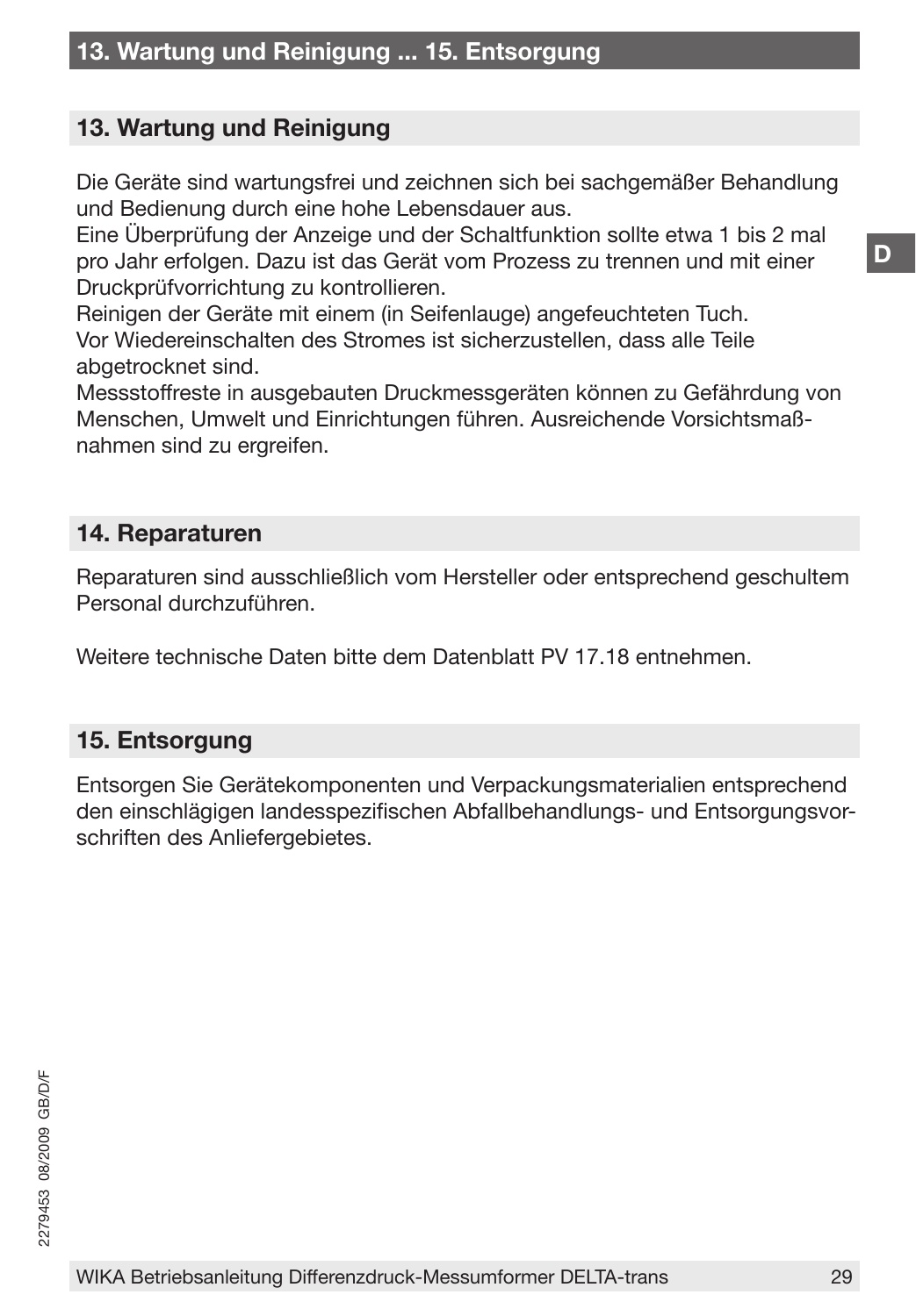## 13. Wartung und Reinigung

Die Geräte sind wartungsfrei und zeichnen sich bei sachgemäßer Behandlung und Bedienung durch eine hohe Lebensdauer aus.
Eine Überprüfung der Anzeige und der Schaltfunktion sollte etwa 1 bis 2 mal pro Jahr erfolgen. Dazu ist das Gerät vom Prozess zu trennen und mit einer Druckprüfvorrichtung zu kontrollieren.
Reinigen der Geräte mit einem (in Seifenlauge) angefeuchteten Tuch.
Vor Wiedereinschalten des Stromes ist sicherzustellen, dass alle Teile abgetrocknet sind.
Messstoffreste in ausgebauten Druckmessgeräten können zu Gefährdung von Menschen, Umwelt und Einrichtungen führen. Ausreichende Vorsichtsmaßnahmen sind zu ergreifen.

## 14. Reparaturen

Reparaturen sind ausschließlich vom Hersteller oder entsprechend geschultem Personal durchzuführen.

Weitere technische Daten bitte dem Datenblatt PV 17.18 entnehmen.

## 15. Entsorgung

Entsorgen Sie Gerätekomponenten und Verpackungsmaterialien entsprechend den einschlägigen landesspezifischen Abfallbehandlungs- und Entsorgungsvorschriften des Anliefergebietes.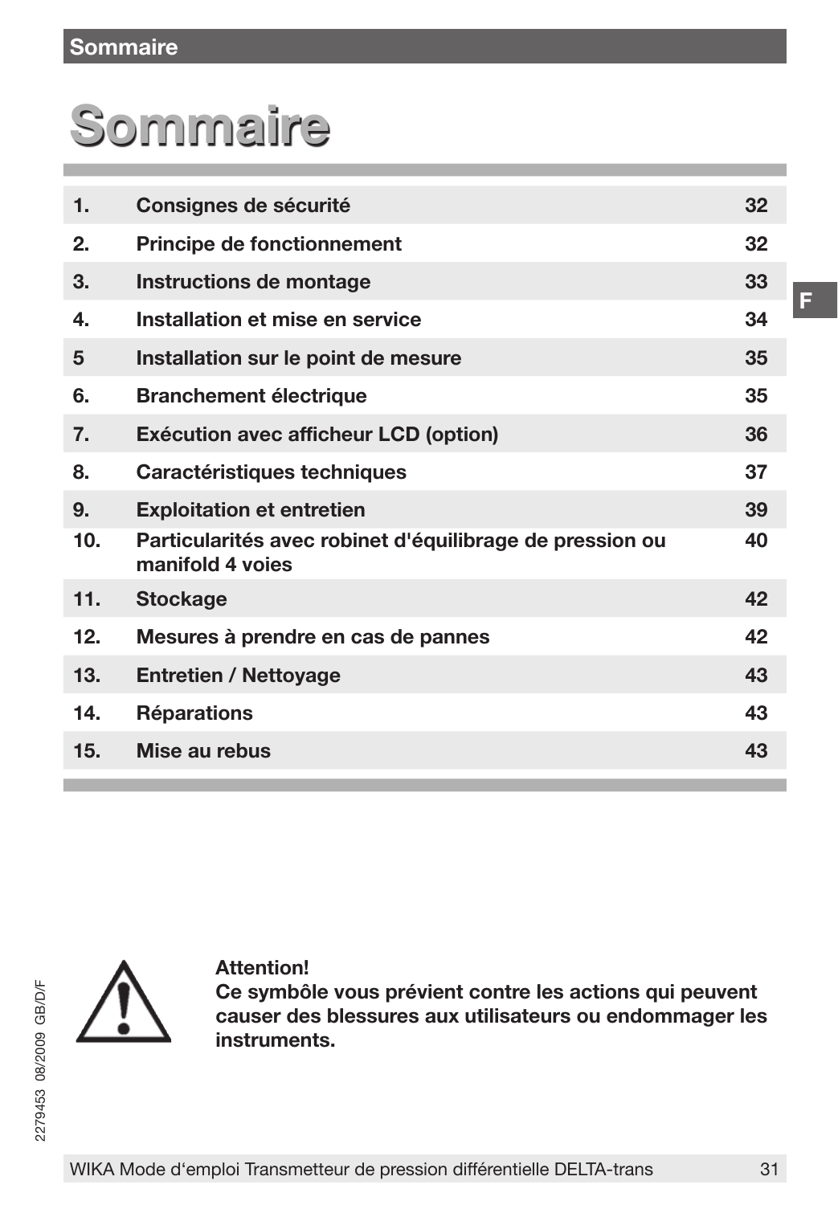# Sommaire

| | | |
|---|---|---|
| 1. | Consignes de sécurité | 32 |
| 2. | Principe de fonctionnement | 32 |
| 3. | Instructions de montage | 33 |
| 4. | Installation et mise en service | 34 |
| 5 | Installation sur le point de mesure | 35 |
| 6. | Branchement électrique | 35 |
| 7. | Exécution avec afficheur LCD (option) | 36 |
| 8. | Caractéristiques techniques | 37 |
| 9. | Exploitation et entretien | 39 |
| 10. | Particularités avec robinet d'équilibrage de pression ou manifold 4 voies | 40 |
| 11. | Stockage | 42 |
| 12. | Mesures à prendre en cas de pannes | 42 |
| 13. | Entretien / Nettoyage | 43 |
| 14. | Réparations | 43 |
| 15. | Mise au rebus | 43 |

**Attention!**
**Ce symbôle vous prévient contre les actions qui peuvent causer des blessures aux utilisateurs ou endommager les instruments.**

2279453 08/2009 GB/D/F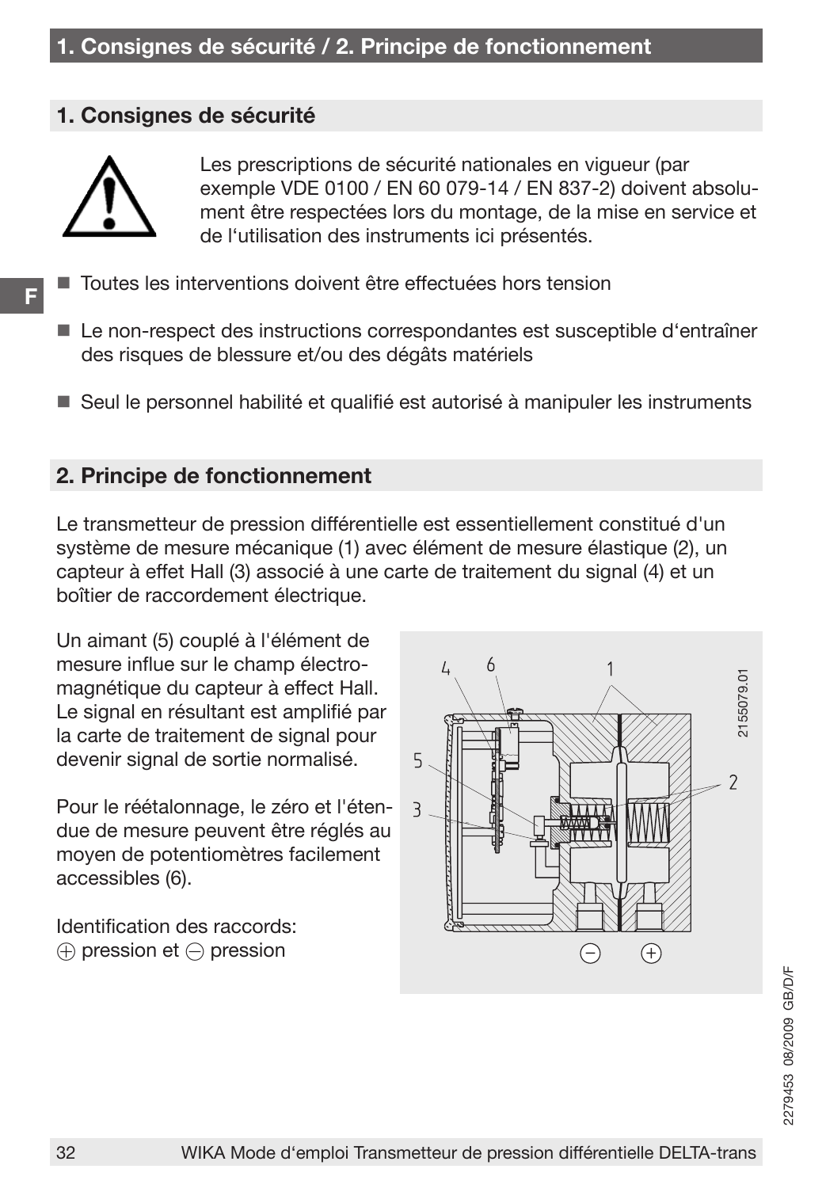## 1. Consignes de sécurité

Les prescriptions de sécurité nationales en vigueur (par exemple VDE 0100 / EN 60 079-14 / EN 837-2) doivent absolument être respectées lors du montage, de la mise en service et de l'utilisation des instruments ici présentés.

- Toutes les interventions doivent être effectuées hors tension
- Le non-respect des instructions correspondantes est susceptible d'entraîner des risques de blessure et/ou des dégâts matériels
- Seul le personnel habilité et qualifié est autorisé à manipuler les instruments

## 2. Principe de fonctionnement

Le transmetteur de pression différentielle est essentiellement constitué d'un système de mesure mécanique (1) avec élément de mesure élastique (2), un capteur à effet Hall (3) associé à une carte de traitement du signal (4) et un boîtier de raccordement électrique.

Un aimant (5) couplé à l'élément de mesure influe sur le champ électromagnétique du capteur à effect Hall. Le signal en résultant est amplifié par la carte de traitement de signal pour devenir signal de sortie normalisé.

Pour le réétalonnage, le zéro et l'étendue de mesure peuvent être réglés au moyen de potentiomètres facilement accessibles (6).

Identification des raccords:
⊕ pression et ⊖ pression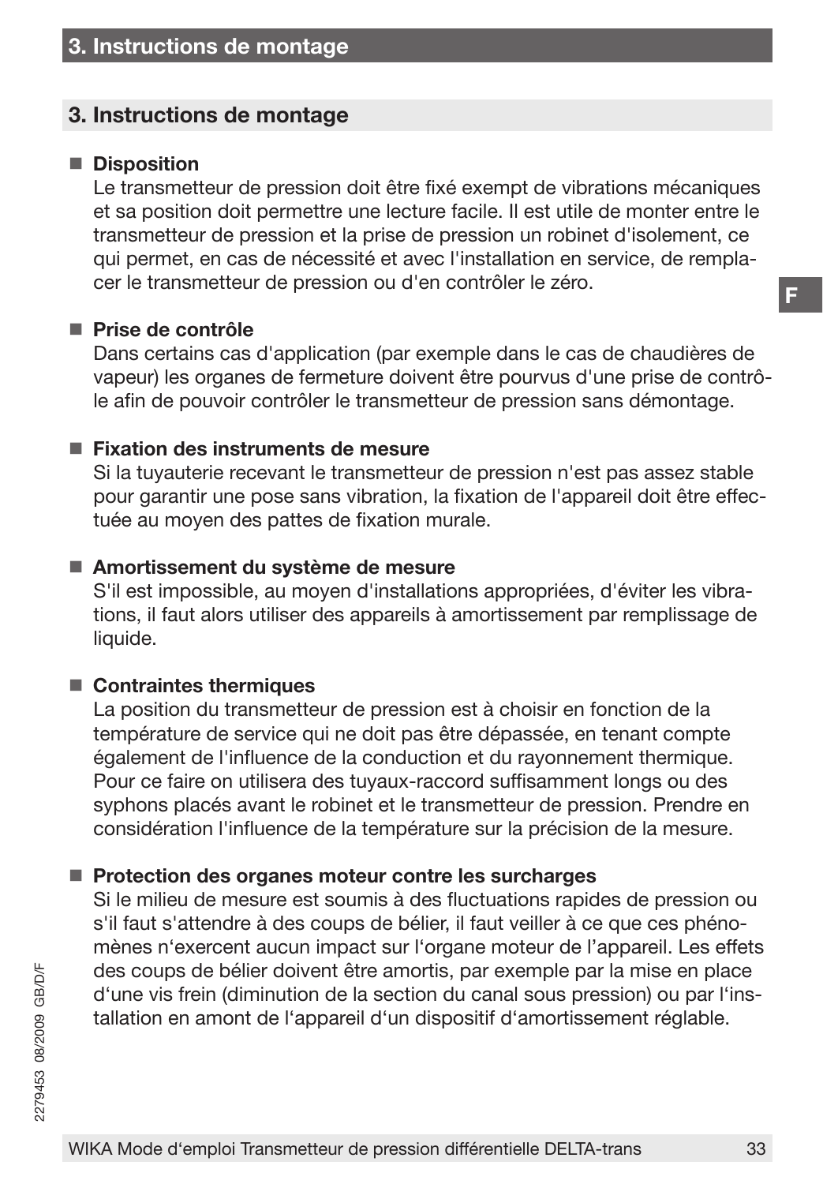## 3. Instructions de montage

- **Disposition**
  Le transmetteur de pression doit être fixé exempt de vibrations mécaniques et sa position doit permettre une lecture facile. Il est utile de monter entre le transmetteur de pression et la prise de pression un robinet d'isolement, ce qui permet, en cas de nécessité et avec l'installation en service, de remplacer le transmetteur de pression ou d'en contrôler le zéro.

- **Prise de contrôle**
  Dans certains cas d'application (par exemple dans le cas de chaudières de vapeur) les organes de fermeture doivent être pourvus d'une prise de contrôle afin de pouvoir contrôler le transmetteur de pression sans démontage.

- **Fixation des instruments de mesure**
  Si la tuyauterie recevant le transmetteur de pression n'est pas assez stable pour garantir une pose sans vibration, la fixation de l'appareil doit être effectuée au moyen des pattes de fixation murale.

- **Amortissement du système de mesure**
  S'il est impossible, au moyen d'installations appropriées, d'éviter les vibrations, il faut alors utiliser des appareils à amortissement par remplissage de liquide.

- **Contraintes thermiques**
  La position du transmetteur de pression est à choisir en fonction de la température de service qui ne doit pas être dépassée, en tenant compte également de l'influence de la conduction et du rayonnement thermique. Pour ce faire on utilisera des tuyaux-raccord suffisamment longs ou des syphons placés avant le robinet et le transmetteur de pression. Prendre en considération l'influence de la température sur la précision de la mesure.

- **Protection des organes moteur contre les surcharges**
  Si le milieu de mesure est soumis à des fluctuations rapides de pression ou s'il faut s'attendre à des coups de bélier, il faut veiller à ce que ces phénomènes n‘exercent aucun impact sur l‘organe moteur de l’appareil. Les effets des coups de bélier doivent être amortis, par exemple par la mise en place d‘une vis frein (diminution de la section du canal sous pression) ou par l‘installation en amont de l‘appareil d‘un dispositif d‘amortissement réglable.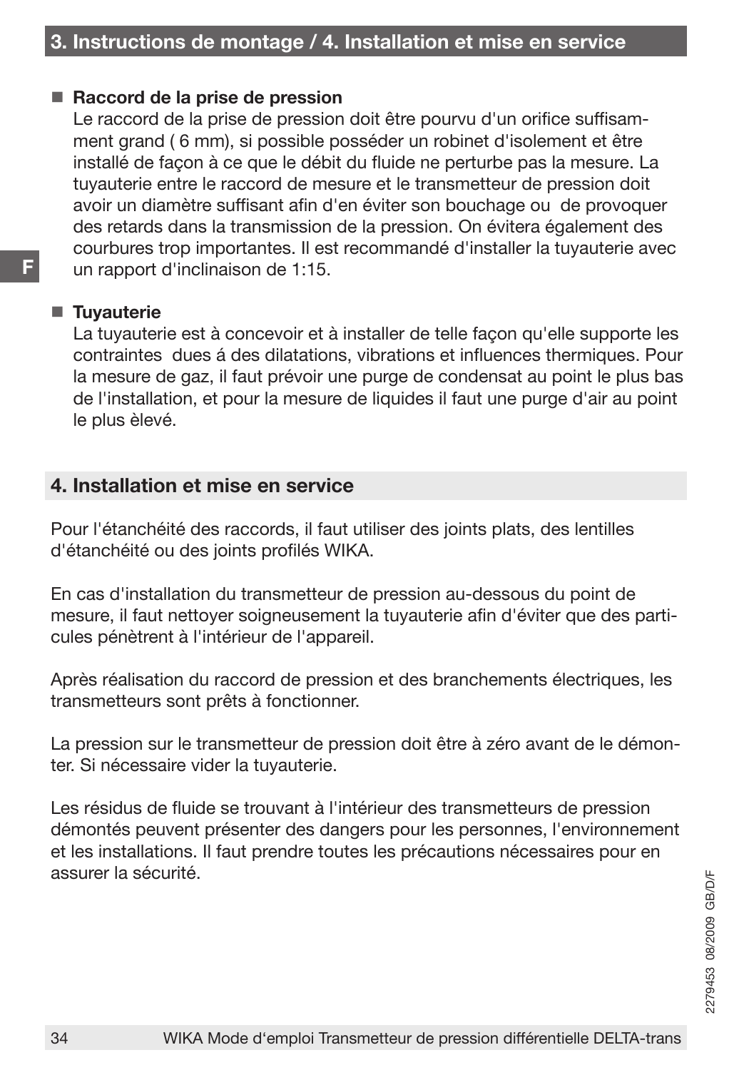- **Raccord de la prise de pression**
  Le raccord de la prise de pression doit être pourvu d'un orifice suffisamment grand ( 6 mm), si possible posséder un robinet d'isolement et être installé de façon à ce que le débit du fluide ne perturbe pas la mesure. La tuyauterie entre le raccord de mesure et le transmetteur de pression doit avoir un diamètre suffisant afin d'en éviter son bouchage ou de provoquer des retards dans la transmission de la pression. On évitera également des courbures trop importantes. Il est recommandé d'installer la tuyauterie avec un rapport d'inclinaison de 1:15.

- **Tuyauterie**
  La tuyauterie est à concevoir et à installer de telle façon qu'elle supporte les contraintes dues á des dilatations, vibrations et influences thermiques. Pour la mesure de gaz, il faut prévoir une purge de condensat au point le plus bas de l'installation, et pour la mesure de liquides il faut une purge d'air au point le plus èlevé.

## 4. Installation et mise en service

Pour l'étanchéité des raccords, il faut utiliser des joints plats, des lentilles d'étanchéité ou des joints profilés WIKA.

En cas d'installation du transmetteur de pression au-dessous du point de mesure, il faut nettoyer soigneusement la tuyauterie afin d'éviter que des particules pénètrent à l'intérieur de l'appareil.

Après réalisation du raccord de pression et des branchements électriques, les transmetteurs sont prêts à fonctionner.

La pression sur le transmetteur de pression doit être à zéro avant de le démonter. Si nécessaire vider la tuyauterie.

Les résidus de fluide se trouvant à l'intérieur des transmetteurs de pression démontés peuvent présenter des dangers pour les personnes, l'environnement et les installations. Il faut prendre toutes les précautions nécessaires pour en assurer la sécurité.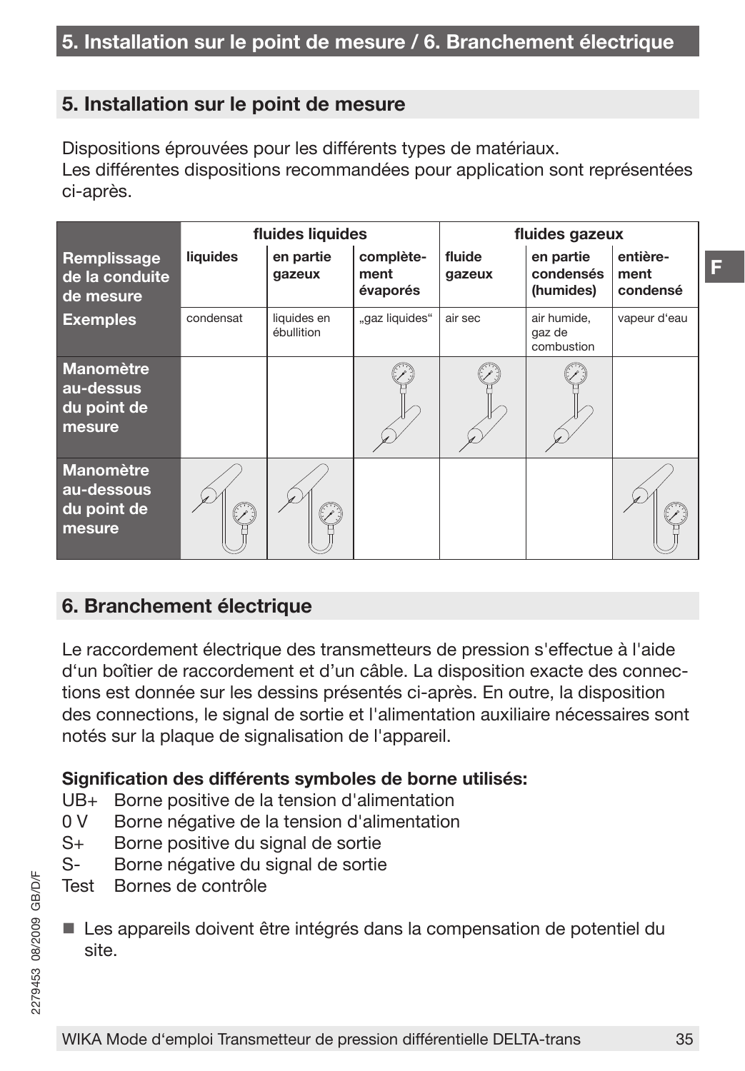## 5. Installation sur le point de mesure

Dispositions éprouvées pour les différents types de matériaux.
Les différentes dispositions recommandées pour application sont représentées ci-après.

| | fluides liquides | | | fluides gazeux | | |
|---|---|---|---|---|---|---|
| **Remplissage de la conduite de mesure** | **liquides** | **en partie gazeux** | **complètement évaporés** | **fluide gazeux** | **en partie condensés (humides)** | **entièrement condensé** |
| **Exemples** | condensat | liquides en ébullition | „gaz liquides“ | air sec | air humide, gaz de combustion | vapeur d‘eau |
| **Manomètre au-dessus du point de mesure** | | | | | | |
| **Manomètre au-dessous du point de mesure** | | | | | | |

## 6. Branchement électrique

Le raccordement électrique des transmetteurs de pression s'effectue à l'aide d‘un boîtier de raccordement et d’un câble. La disposition exacte des connections est donnée sur les dessins présentés ci-après. En outre, la disposition des connections, le signal de sortie et l'alimentation auxiliaire nécessaires sont notés sur la plaque de signalisation de l'appareil.

**Signification des différents symboles de borne utilisés:**

- UB+ Borne positive de la tension d'alimentation
- 0 V Borne négative de la tension d'alimentation
- S+ Borne positive du signal de sortie
- S- Borne négative du signal de sortie
- Test Bornes de contrôle

■ Les appareils doivent être intégrés dans la compensation de potentiel du site.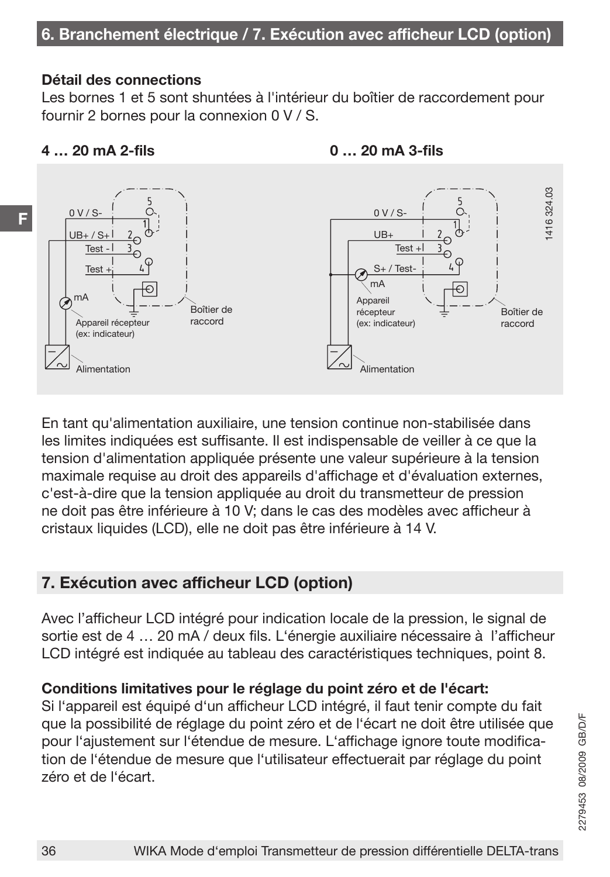## 6. Branchement électrique / 7. Exécution avec afficheur LCD (option)

**Détail des connections**
Les bornes 1 et 5 sont shuntées à l'intérieur du boîtier de raccordement pour fournir 2 bornes pour la connexion 0 V / S.

**4 … 20 mA 2-fils** **0 … 20 mA 3-fils**

0 V / S- UB+ / S+ Test - Test + mA Appareil récepteur (ex: indicateur) Alimentation Boîtier de raccord

0 V / S- UB+ Test + S+ / Test- mA Appareil récepteur (ex: indicateur) Alimentation Boîtier de raccord

1416 324.03

En tant qu'alimentation auxiliaire, une tension continue non-stabilisée dans les limites indiquées est suffisante. Il est indispensable de veiller à ce que la tension d'alimentation appliquée présente une valeur supérieure à la tension maximale requise au droit des appareils d'affichage et d'évaluation externes, c'est-à-dire que la tension appliquée au droit du transmetteur de pression ne doit pas être inférieure à 10 V; dans le cas des modèles avec afficheur à cristaux liquides (LCD), elle ne doit pas être inférieure à 14 V.

## 7. Exécution avec afficheur LCD (option)

Avec l'afficheur LCD intégré pour indication locale de la pression, le signal de sortie est de 4 … 20 mA / deux fils. L'énergie auxiliaire nécessaire à l'afficheur LCD intégré est indiquée au tableau des caractéristiques techniques, point 8.

**Conditions limitatives pour le réglage du point zéro et de l'écart:**
Si l'appareil est équipé d'un afficheur LCD intégré, il faut tenir compte du fait que la possibilité de réglage du point zéro et de l'écart ne doit être utilisée que pour l'ajustement sur l'étendue de mesure. L'affichage ignore toute modification de l'étendue de mesure que l'utilisateur effectuerait par réglage du point zéro et de l'écart.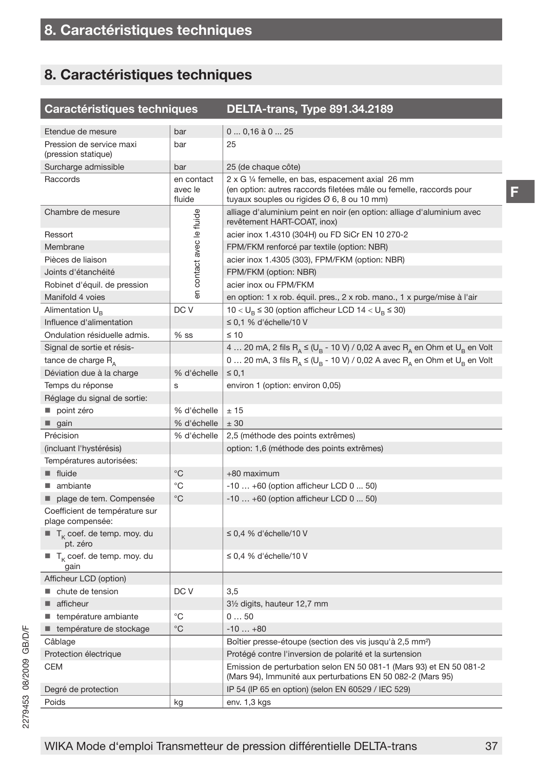## 8. Caractéristiques techniques

| Caractéristiques techniques | | DELTA-trans, Type 891.34.2189 |
|---|---|---|
| Etendue de mesure | bar | 0 ... 0,16 à 0 ... 25 |
| Pression de service maxi (pression statique) | bar | 25 |
| Surcharge admissible | bar | 25 (de chaque côté) |
| Raccords | en contact avec le fluide | 2 x G ¼ femelle, en bas, espacement axial 26 mm (en option: autres raccords filetées mâle ou femelle, raccords pour tuyaux souples ou rigides Ø 6, 8 ou 10 mm) |
| Chambre de mesure | en contact avec le fluide | alliage d'aluminium peint en noir (en option: alliage d'aluminium avec revêtement HART-COAT, inox) |
| Ressort | en contact avec le fluide | acier inox 1.4310 (304H) ou FD SiCr EN 10 270-2 |
| Membrane | en contact avec le fluide | FPM/FKM renforcé par textile (option: NBR) |
| Pièces de liaison | en contact avec le fluide | acier inox 1.4305 (303), FPM/FKM (option: NBR) |
| Joints d'étanchéité | en contact avec le fluide | FPM/FKM (option: NBR) |
| Robinet d'équil. de pression | en contact avec le fluide | acier inox ou FPM/FKM |
| Manifold 4 voies | en contact avec le fluide | en option: 1 x rob. équil. pres., 2 x rob. mano., 1 x purge/mise à l'air |
| Alimentation $U_B$ | DC V | $10 < U_B \leq 30$ (option afficheur LCD $14 < U_B \leq 30$) |
| Influence d'alimentation | | ≤ 0,1 % d'échelle/10 V |
| Ondulation résiduelle admis. | % ss | ≤ 10 |
| Signal de sortie et résis- | | 4 … 20 mA, 2 fils $R_A \leq (U_B - 10\ V) / 0{,}02\ A$ avec $R_A$ en Ohm et $U_B$ en Volt |
| tance de charge $R_A$ | | 0 … 20 mA, 3 fils $R_A \leq (U_B - 10\ V) / 0{,}02\ A$ avec $R_A$ en Ohm et $U_B$ en Volt |
| Déviation due à la charge | % d'échelle | ≤ 0,1 |
| Temps du réponse | s | environ 1 (option: environ 0,05) |
| Réglage du signal de sortie: | | |
| ■ point zéro | % d'échelle | ± 15 |
| ■ gain | % d'échelle | ± 30 |
| Précision | % d'échelle | 2,5 (méthode des points extrêmes) |
| (incluant l'hystérésis) | | option: 1,6 (méthode des points extrêmes) |
| Températures autorisées: | | |
| ■ fluide | °C | +80 maximum |
| ■ ambiante | °C | -10 … +60 (option afficheur LCD 0 ... 50) |
| ■ plage de tem. Compensée | °C | -10 … +60 (option afficheur LCD 0 ... 50) |
| Coefficient de température sur plage compensée: | | |
| ■ $T_K$ coef. de temp. moy. du pt. zéro | | ≤ 0,4 % d'échelle/10 V |
| ■ $T_K$ coef. de temp. moy. du gain | | ≤ 0,4 % d'échelle/10 V |
| Afficheur LCD (option) | | |
| ■ chute de tension | DC V | 3,5 |
| ■ afficheur | | 3½ digits, hauteur 12,7 mm |
| ■ température ambiante | °C | 0 … 50 |
| ■ température de stockage | °C | -10 … +80 |
| Câblage | | Boîtier presse-étoupe (section des vis jusqu'à 2,5 mm²) |
| Protection électrique | | Protégé contre l'inversion de polarité et la surtension |
| CEM | | Emission de perturbation selon EN 50 081-1 (Mars 93) et EN 50 081-2 (Mars 94), Immunité aux perturbations EN 50 082-2 (Mars 95) |
| Degré de protection | | IP 54 (IP 65 en option) (selon EN 60529 / IEC 529) |
| Poids | kg | env. 1,3 kgs |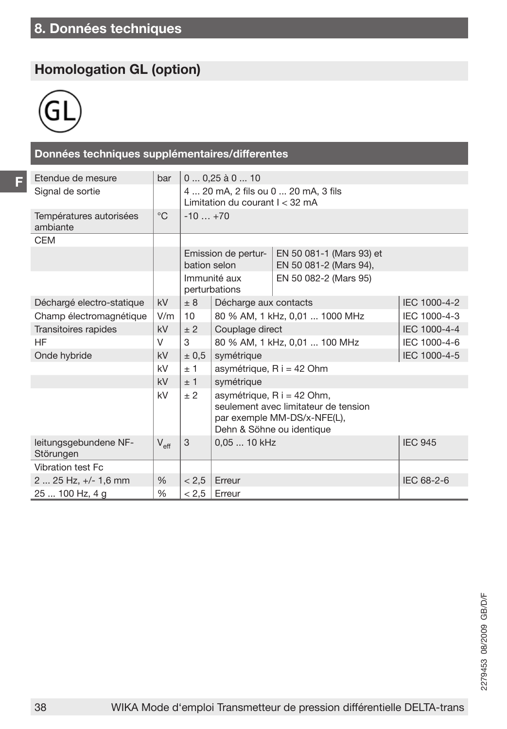# 8. Données techniques

## Homologation GL (option)

GL

### Données techniques supplémentaires/differentes

| | | | | |
|---|---|---|---|---|
| Etendue de mesure | bar | 0 ... 0,25 à 0 ... 10 | | |
| Signal de sortie | | 4 ... 20 mA, 2 fils ou 0 ... 20 mA, 3 fils<br>Limitation du courant I < 32 mA | | |
| Températures autorisées ambiante | °C | -10 … +70 | | |
| CEM | | | | |
| | | Emission de perturbation selon | EN 50 081-1 (Mars 93) et EN 50 081-2 (Mars 94), | |
| | | Immunité aux perturbations | EN 50 082-2 (Mars 95) | |
| Déchargé electro-statique | kV | ± 8 | Décharge aux contacts | IEC 1000-4-2 |
| Champ électromagnétique | V/m | 10 | 80 % AM, 1 kHz, 0,01 ... 1000 MHz | IEC 1000-4-3 |
| Transitoires rapides | kV | ± 2 | Couplage direct | IEC 1000-4-4 |
| HF | V | 3 | 80 % AM, 1 kHz, 0,01 ... 100 MHz | IEC 1000-4-6 |
| Onde hybride | kV | ± 0,5 | symétrique | IEC 1000-4-5 |
| | kV | ± 1 | asymétrique, R i = 42 Ohm | |
| | kV | ± 1 | symétrique | |
| | kV | ± 2 | asymétrique, R i = 42 Ohm,<br>seulement avec limitateur de tension par exemple MM-DS/x-NFE(L), Dehn & Söhne ou identique | |
| leitungsgebundene NF-Störungen | $V_{eff}$ | 3 | 0,05 ... 10 kHz | IEC 945 |
| Vibration test Fc | | | | |
| 2 ... 25 Hz, +/- 1,6 mm | % | < 2,5 | Erreur | IEC 68-2-6 |
| 25 ... 100 Hz, 4 g | % | < 2,5 | Erreur | |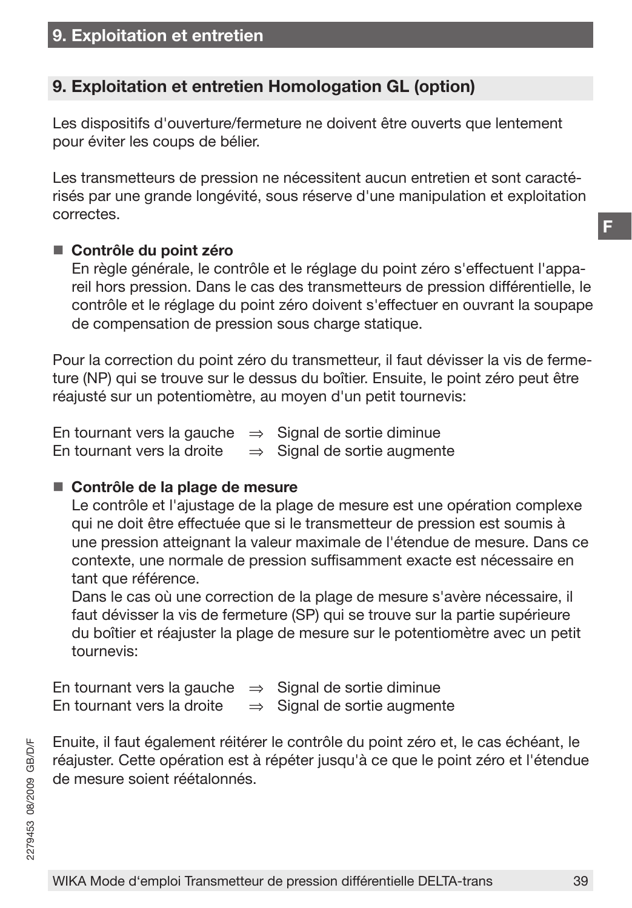## 9. Exploitation et entretien Homologation GL (option)

Les dispositifs d'ouverture/fermeture ne doivent être ouverts que lentement pour éviter les coups de bélier.

Les transmetteurs de pression ne nécessitent aucun entretien et sont caractérisés par une grande longévité, sous réserve d'une manipulation et exploitation correctes.

- **Contrôle du point zéro**
  En règle générale, le contrôle et le réglage du point zéro s'effectuent l'appareil hors pression. Dans le cas des transmetteurs de pression différentielle, le contrôle et le réglage du point zéro doivent s'effectuer en ouvrant la soupape de compensation de pression sous charge statique.

Pour la correction du point zéro du transmetteur, il faut dévisser la vis de fermeture (NP) qui se trouve sur le dessus du boîtier. Ensuite, le point zéro peut être réajusté sur un potentiomètre, au moyen d'un petit tournevis:

En tournant vers la gauche ⇒ Signal de sortie diminue
En tournant vers la droite ⇒ Signal de sortie augmente

- **Contrôle de la plage de mesure**
  Le contrôle et l'ajustage de la plage de mesure est une opération complexe qui ne doit être effectuée que si le transmetteur de pression est soumis à une pression atteignant la valeur maximale de l'étendue de mesure. Dans ce contexte, une normale de pression suffisamment exacte est nécessaire en tant que référence.
  Dans le cas où une correction de la plage de mesure s'avère nécessaire, il faut dévisser la vis de fermeture (SP) qui se trouve sur la partie supérieure du boîtier et réajuster la plage de mesure sur le potentiomètre avec un petit tournevis:

En tournant vers la gauche ⇒ Signal de sortie diminue
En tournant vers la droite ⇒ Signal de sortie augmente

Enuite, il faut également réitérer le contrôle du point zéro et, le cas échéant, le réajuster. Cette opération est à répéter jusqu'à ce que le point zéro et l'étendue de mesure soient réétalonnés.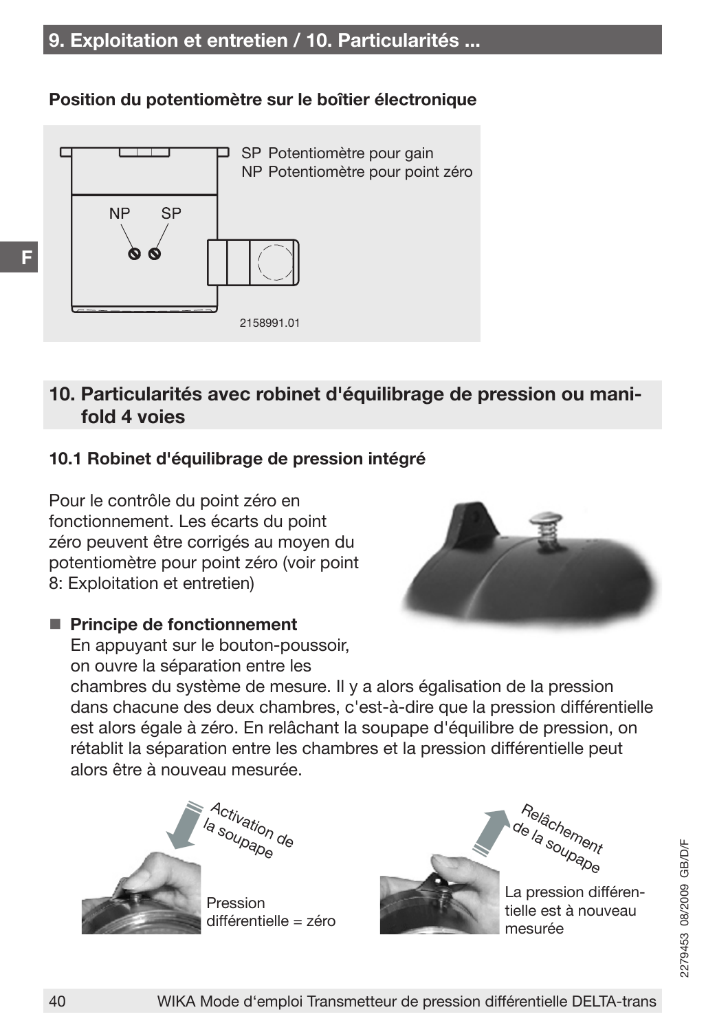**Position du potentiomètre sur le boîtier électronique**

SP Potentiomètre pour gain
NP Potentiomètre pour point zéro

NP SP

2158991.01

## 10. Particularités avec robinet d'équilibrage de pression ou manifold 4 voies

### 10.1 Robinet d'équilibrage de pression intégré

Pour le contrôle du point zéro en fonctionnement. Les écarts du point zéro peuvent être corrigés au moyen du potentiomètre pour point zéro (voir point 8: Exploitation et entretien)

- **Principe de fonctionnement**
  En appuyant sur le bouton-poussoir, on ouvre la séparation entre les chambres du système de mesure. Il y a alors égalisation de la pression dans chacune des deux chambres, c'est-à-dire que la pression différentielle est alors égale à zéro. En relâchant la soupape d'équilibre de pression, on rétablit la séparation entre les chambres et la pression différentielle peut alors être à nouveau mesurée.

Activation de la soupape

Pression différentielle = zéro

Relâchement de la soupape

La pression différentielle est à nouveau mesurée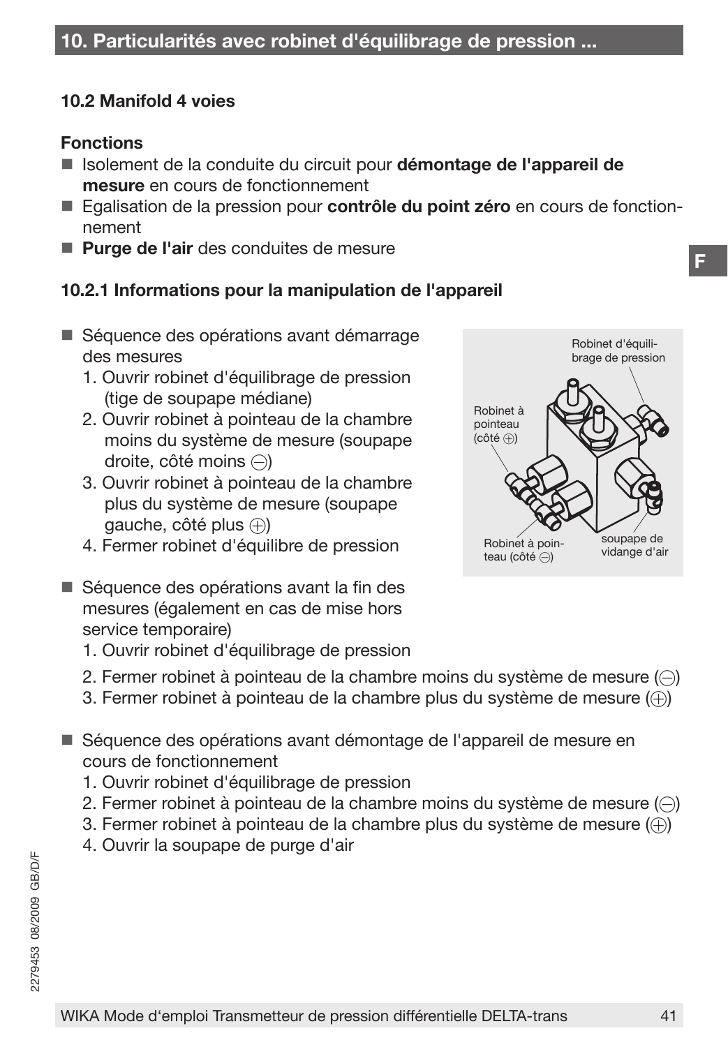## 10. Particularités avec robinet d'équilibrage de pression ...

### 10.2 Manifold 4 voies

**Fonctions**

- Isolement de la conduite du circuit pour **démontage de l'appareil de mesure** en cours de fonctionnement
- Egalisation de la pression pour **contrôle du point zéro** en cours de fonctionnement
- **Purge de l'air** des conduites de mesure

### 10.2.1 Informations pour la manipulation de l'appareil

- Séquence des opérations avant démarrage des mesures
  1. Ouvrir robinet d'équilibrage de pression (tige de soupape médiane)
  2. Ouvrir robinet à pointeau de la chambre moins du système de mesure (soupape droite, côté moins ⊖)
  3. Ouvrir robinet à pointeau de la chambre plus du système de mesure (soupape gauche, côté plus ⊕)
  4. Fermer robinet d'équilibre de pression

Robinet d'équilibrage de pression

Robinet à pointeau (côté ⊕)

Robinet à pointeau (côté ⊖)

soupape de vidange d'air

- Séquence des opérations avant la fin des mesures (également en cas de mise hors service temporaire)
  1. Ouvrir robinet d'équilibrage de pression
  2. Fermer robinet à pointeau de la chambre moins du système de mesure (⊖)
  3. Fermer robinet à pointeau de la chambre plus du système de mesure (⊕)

- Séquence des opérations avant démontage de l'appareil de mesure en cours de fonctionnement
  1. Ouvrir robinet d'équilibrage de pression
  2. Fermer robinet à pointeau de la chambre moins du système de mesure (⊖)
  3. Fermer robinet à pointeau de la chambre plus du système de mesure (⊕)
  4. Ouvrir la soupape de purge d'air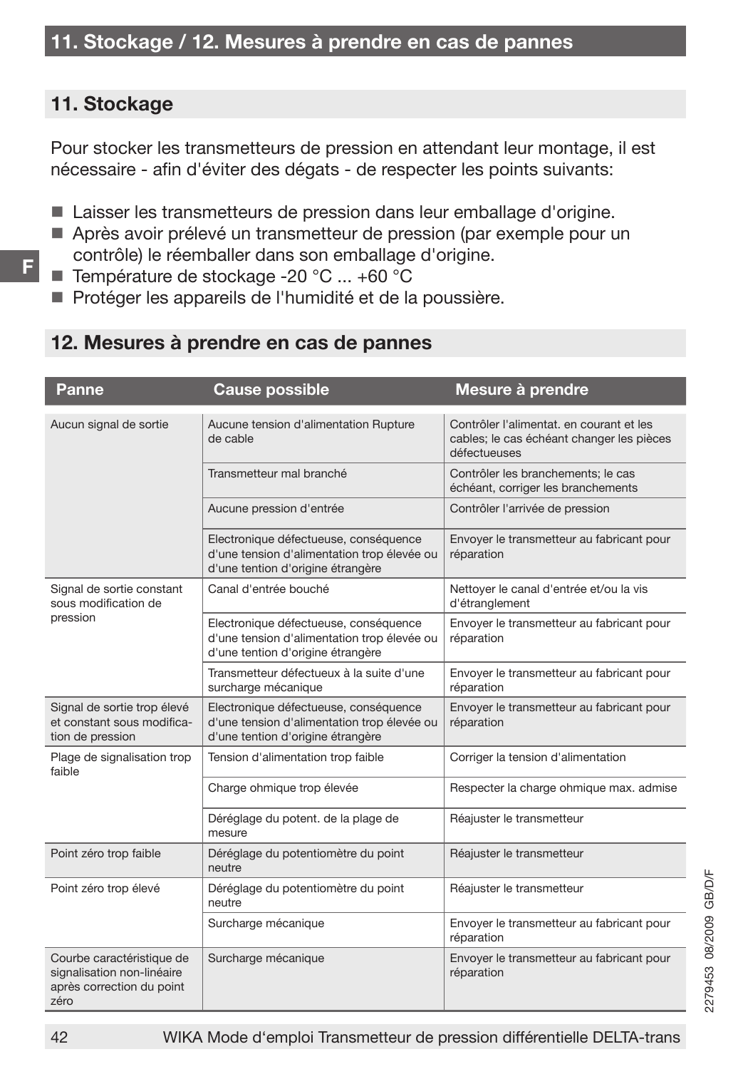## 11. Stockage

Pour stocker les transmetteurs de pression en attendant leur montage, il est nécessaire - afin d'éviter des dégats - de respecter les points suivants:

- Laisser les transmetteurs de pression dans leur emballage d'origine.
- Après avoir prélevé un transmetteur de pression (par exemple pour un contrôle) le réemballer dans son emballage d'origine.
- Température de stockage -20 °C ... +60 °C
- Protéger les appareils de l'humidité et de la poussière.

## 12. Mesures à prendre en cas de pannes

| Panne | Cause possible | Mesure à prendre |
|---|---|---|
| Aucun signal de sortie | Aucune tension d'alimentation Rupture de cable | Contrôler l'alimentat. en courant et les cables; le cas échéant changer les pièces défectueuses |
| | Transmetteur mal branché | Contrôler les branchements; le cas échéant, corriger les branchements |
| | Aucune pression d'entrée | Contrôler l'arrivée de pression |
| | Electronique défectueuse, conséquence d'une tension d'alimentation trop élevée ou d'une tention d'origine étrangère | Envoyer le transmetteur au fabricant pour réparation |
| Signal de sortie constant sous modification de pression | Canal d'entrée bouché | Nettoyer le canal d'entrée et/ou la vis d'étranglement |
| | Electronique défectueuse, conséquence d'une tension d'alimentation trop élevée ou d'une tention d'origine étrangère | Envoyer le transmetteur au fabricant pour réparation |
| | Transmetteur défectueux à la suite d'une surcharge mécanique | Envoyer le transmetteur au fabricant pour réparation |
| Signal de sortie trop élevé et constant sous modification de pression | Electronique défectueuse, conséquence d'une tension d'alimentation trop élevée ou d'une tention d'origine étrangère | Envoyer le transmetteur au fabricant pour réparation |
| Plage de signalisation trop faible | Tension d'alimentation trop faible | Corriger la tension d'alimentation |
| | Charge ohmique trop élevée | Respecter la charge ohmique max. admise |
| | Déréglage du potent. de la plage de mesure | Réajuster le transmetteur |
| Point zéro trop faible | Déréglage du potentiomètre du point neutre | Réajuster le transmetteur |
| Point zéro trop élevé | Déréglage du potentiomètre du point neutre | Réajuster le transmetteur |
| | Surcharge mécanique | Envoyer le transmetteur au fabricant pour réparation |
| Courbe caractéristique de signalisation non-linéaire après correction du point zéro | Surcharge mécanique | Envoyer le transmetteur au fabricant pour réparation |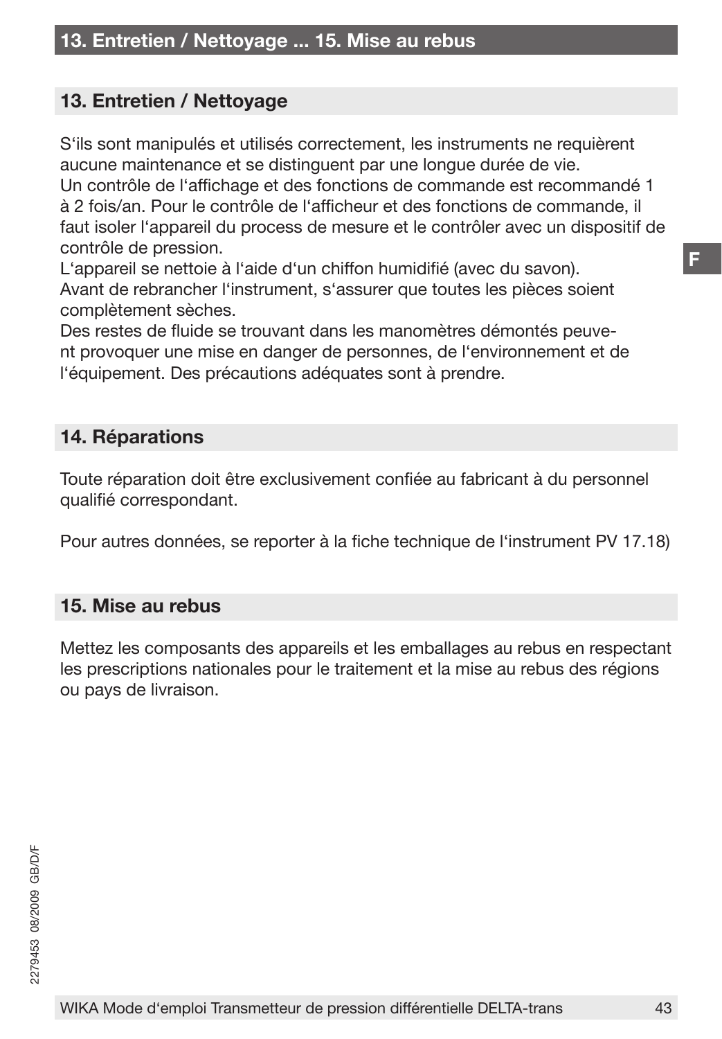## 13. Entretien / Nettoyage

S'ils sont manipulés et utilisés correctement, les instruments ne requièrent aucune maintenance et se distinguent par une longue durée de vie.
Un contrôle de l'affichage et des fonctions de commande est recommandé 1 à 2 fois/an. Pour le contrôle de l'afficheur et des fonctions de commande, il faut isoler l'appareil du process de mesure et le contrôler avec un dispositif de contrôle de pression.
L'appareil se nettoie à l'aide d'un chiffon humidifié (avec du savon).
Avant de rebrancher l'instrument, s'assurer que toutes les pièces soient complètement sèches.
Des restes de fluide se trouvant dans les manomètres démontés peuvent provoquer une mise en danger de personnes, de l'environnement et de l'équipement. Des précautions adéquates sont à prendre.

## 14. Réparations

Toute réparation doit être exclusivement confiée au fabricant à du personnel qualifié correspondant.

Pour autres données, se reporter à la fiche technique de l'instrument PV 17.18)

## 15. Mise au rebus

Mettez les composants des appareils et les emballages au rebus en respectant les prescriptions nationales pour le traitement et la mise au rebus des régions ou pays de livraison.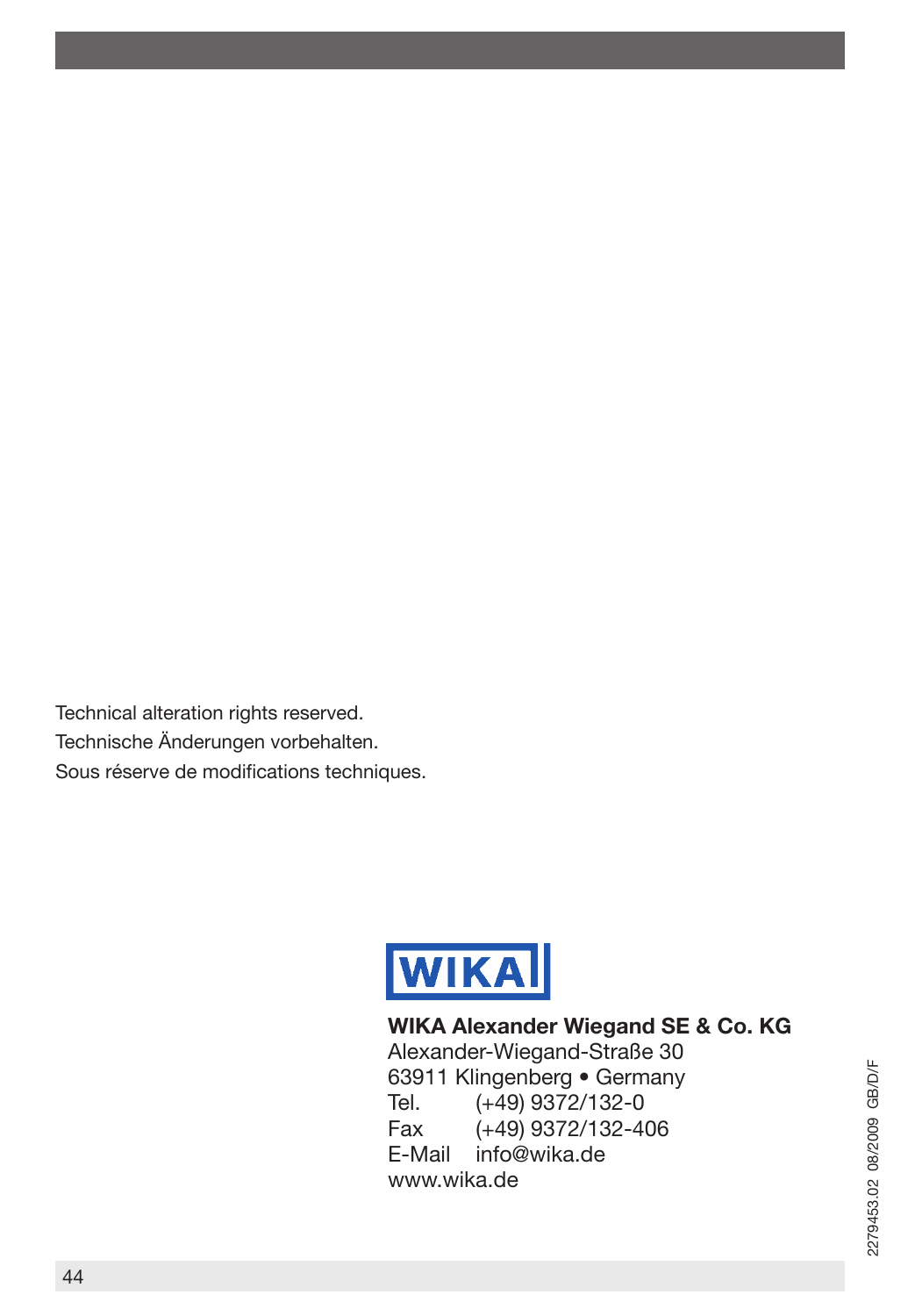Technical alteration rights reserved.

Technische Änderungen vorbehalten.

Sous réserve de modifications techniques.

WIKA

**WIKA Alexander Wiegand SE & Co. KG**
Alexander-Wiegand-Straße 30
63911 Klingenberg • Germany
Tel. (+49) 9372/132-0
Fax (+49) 9372/132-406
E-Mail info@wika.de
www.wika.de

2279453.02 08/2009 GB/D/F